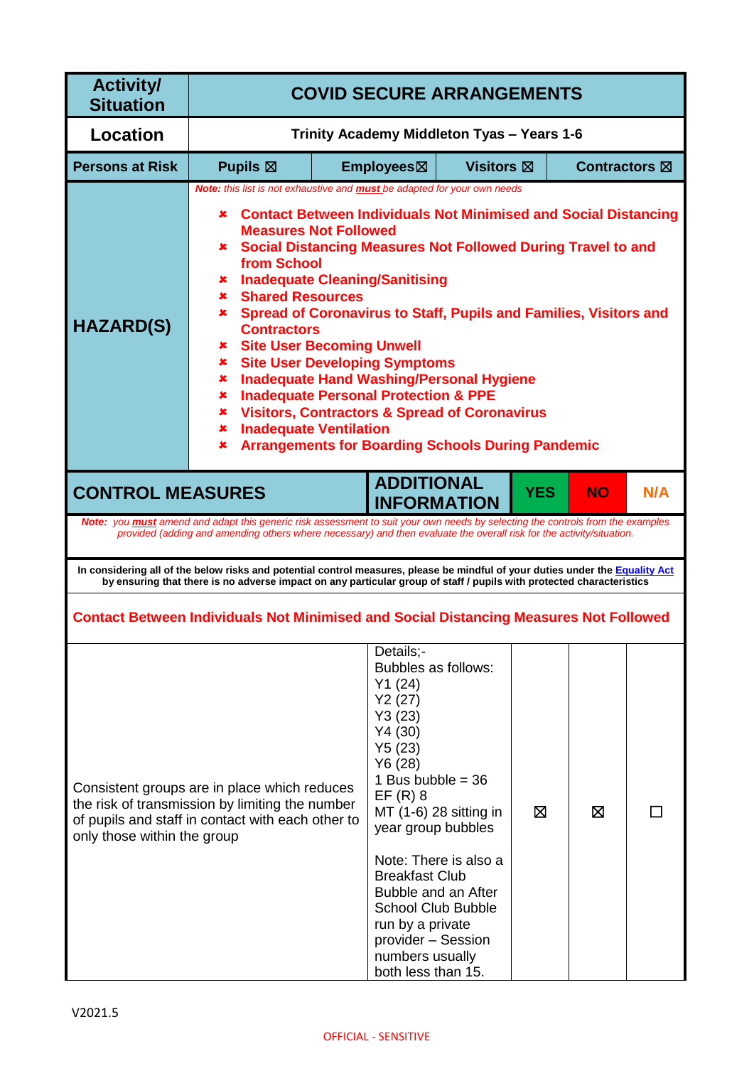| Activity/ Situation | COVID SECURE ARRANGEMENTS | | | |
|---|---|---|---|---|
| Location | Trinity Academy Middleton Tyas – Years 1-6 | | | |
| Persons at Risk | Pupils ☒ | Employees☒ | Visitors ☒ | Contractors ☒ |

**HAZARD(S)**

*Note: this list is not exhaustive and **must** be adapted for your own needs*

- **Contact Between Individuals Not Minimised and Social Distancing Measures Not Followed**
- **Social Distancing Measures Not Followed During Travel to and from School**
- **Inadequate Cleaning/Sanitising**
- **Shared Resources**
- **Spread of Coronavirus to Staff, Pupils and Families, Visitors and Contractors**
- **Site User Becoming Unwell**
- **Site User Developing Symptoms**
- **Inadequate Hand Washing/Personal Hygiene**
- **Inadequate Personal Protection & PPE**
- **Visitors, Contractors & Spread of Coronavirus**
- **Inadequate Ventilation**
- **Arrangements for Boarding Schools During Pandemic**

| CONTROL MEASURES | ADDITIONAL INFORMATION | YES | NO | N/A |
|---|---|---|---|---|

*Note: you **must** amend and adapt this generic risk assessment to suit your own needs by selecting the controls from the examples provided (adding and amending others where necessary) and then evaluate the overall risk for the activity/situation.*

**In considering all of the below risks and potential control measures, please be mindful of your duties under the Equality Act by ensuring that there is no adverse impact on any particular group of staff / pupils with protected characteristics**

**Contact Between Individuals Not Minimised and Social Distancing Measures Not Followed**

| CONTROL MEASURES | ADDITIONAL INFORMATION | YES | NO | N/A |
|---|---|---|---|---|
| Consistent groups are in place which reduces the risk of transmission by limiting the number of pupils and staff in contact with each other to only those within the group | Details;-<br>Bubbles as follows:<br>Y1 (24)<br>Y2 (27)<br>Y3 (23)<br>Y4 (30)<br>Y5 (23)<br>Y6 (28)<br>1 Bus bubble = 36<br>EF (R) 8<br>MT (1-6) 28 sitting in year group bubbles<br><br>Note: There is also a Breakfast Club Bubble and an After School Club Bubble run by a private provider – Session numbers usually both less than 15. | ☒ | ☒ | ☐ |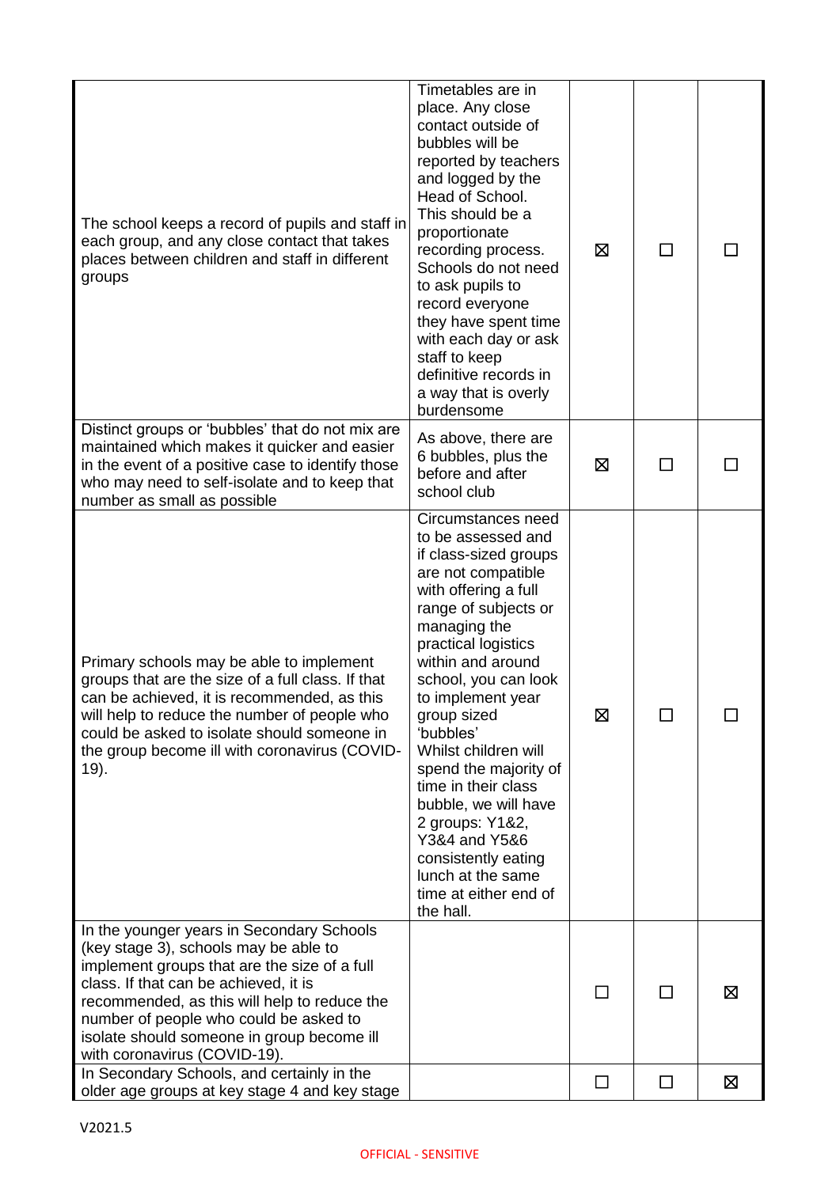| | | | | |
|---|---|---|---|---|
| The school keeps a record of pupils and staff in each group, and any close contact that takes places between children and staff in different groups | Timetables are in place. Any close contact outside of bubbles will be reported by teachers and logged by the Head of School. This should be a proportionate recording process. Schools do not need to ask pupils to record everyone they have spent time with each day or ask staff to keep definitive records in a way that is overly burdensome | ☒ | ☐ | ☐ |
| Distinct groups or 'bubbles' that do not mix are maintained which makes it quicker and easier in the event of a positive case to identify those who may need to self-isolate and to keep that number as small as possible | As above, there are 6 bubbles, plus the before and after school club | ☒ | ☐ | ☐ |
| Primary schools may be able to implement groups that are the size of a full class. If that can be achieved, it is recommended, as this will help to reduce the number of people who could be asked to isolate should someone in the group become ill with coronavirus (COVID-19). | Circumstances need to be assessed and if class-sized groups are not compatible with offering a full range of subjects or managing the practical logistics within and around school, you can look to implement year group sized 'bubbles' Whilst children will spend the majority of time in their class bubble, we will have 2 groups: Y1&2, Y3&4 and Y5&6 consistently eating lunch at the same time at either end of the hall. | ☒ | ☐ | ☐ |
| In the younger years in Secondary Schools (key stage 3), schools may be able to implement groups that are the size of a full class. If that can be achieved, it is recommended, as this will help to reduce the number of people who could be asked to isolate should someone in group become ill with coronavirus (COVID-19). | | ☐ | ☐ | ☒ |
| In Secondary Schools, and certainly in the older age groups at key stage 4 and key stage | | ☐ | ☐ | ☒ |

V2021.5

OFFICIAL - SENSITIVE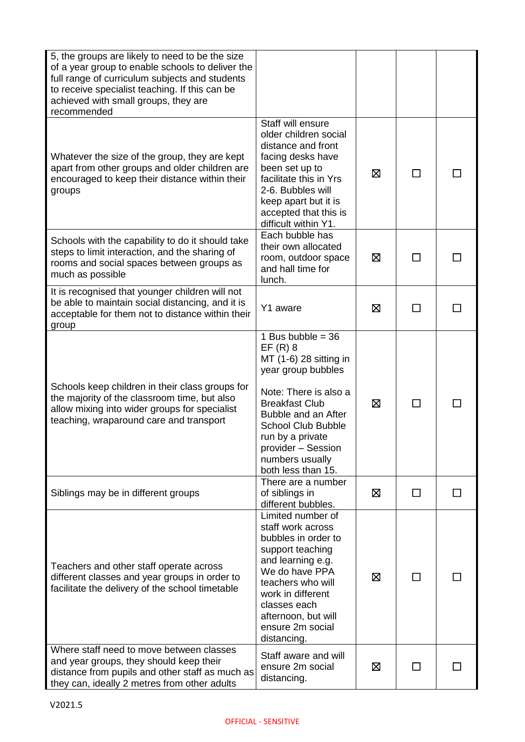| | | | | |
|---|---|---|---|---|
| 5, the groups are likely to need to be the size of a year group to enable schools to deliver the full range of curriculum subjects and students to receive specialist teaching. If this can be achieved with small groups, they are recommended | | | | |
| Whatever the size of the group, they are kept apart from other groups and older children are encouraged to keep their distance within their groups | Staff will ensure older children social distance and front facing desks have been set up to facilitate this in Yrs 2-6. Bubbles will keep apart but it is accepted that this is difficult within Y1. | ☒ | ☐ | ☐ |
| Schools with the capability to do it should take steps to limit interaction, and the sharing of rooms and social spaces between groups as much as possible | Each bubble has their own allocated room, outdoor space and hall time for lunch. | ☒ | ☐ | ☐ |
| It is recognised that younger children will not be able to maintain social distancing, and it is acceptable for them not to distance within their group | Y1 aware | ☒ | ☐ | ☐ |
| Schools keep children in their class groups for the majority of the classroom time, but also allow mixing into wider groups for specialist teaching, wraparound care and transport | 1 Bus bubble = 36<br>EF (R) 8<br>MT (1-6) 28 sitting in year group bubbles<br><br>Note: There is also a Breakfast Club Bubble and an After School Club Bubble run by a private provider – Session numbers usually both less than 15. | ☒ | ☐ | ☐ |
| Siblings may be in different groups | There are a number of siblings in different bubbles. | ☒ | ☐ | ☐ |
| Teachers and other staff operate across different classes and year groups in order to facilitate the delivery of the school timetable | Limited number of staff work across bubbles in order to support teaching and learning e.g. We do have PPA teachers who will work in different classes each afternoon, but will ensure 2m social distancing. | ☒ | ☐ | ☐ |
| Where staff need to move between classes and year groups, they should keep their distance from pupils and other staff as much as they can, ideally 2 metres from other adults | Staff aware and will ensure 2m social distancing. | ☒ | ☐ | ☐ |

V2021.5

OFFICIAL - SENSITIVE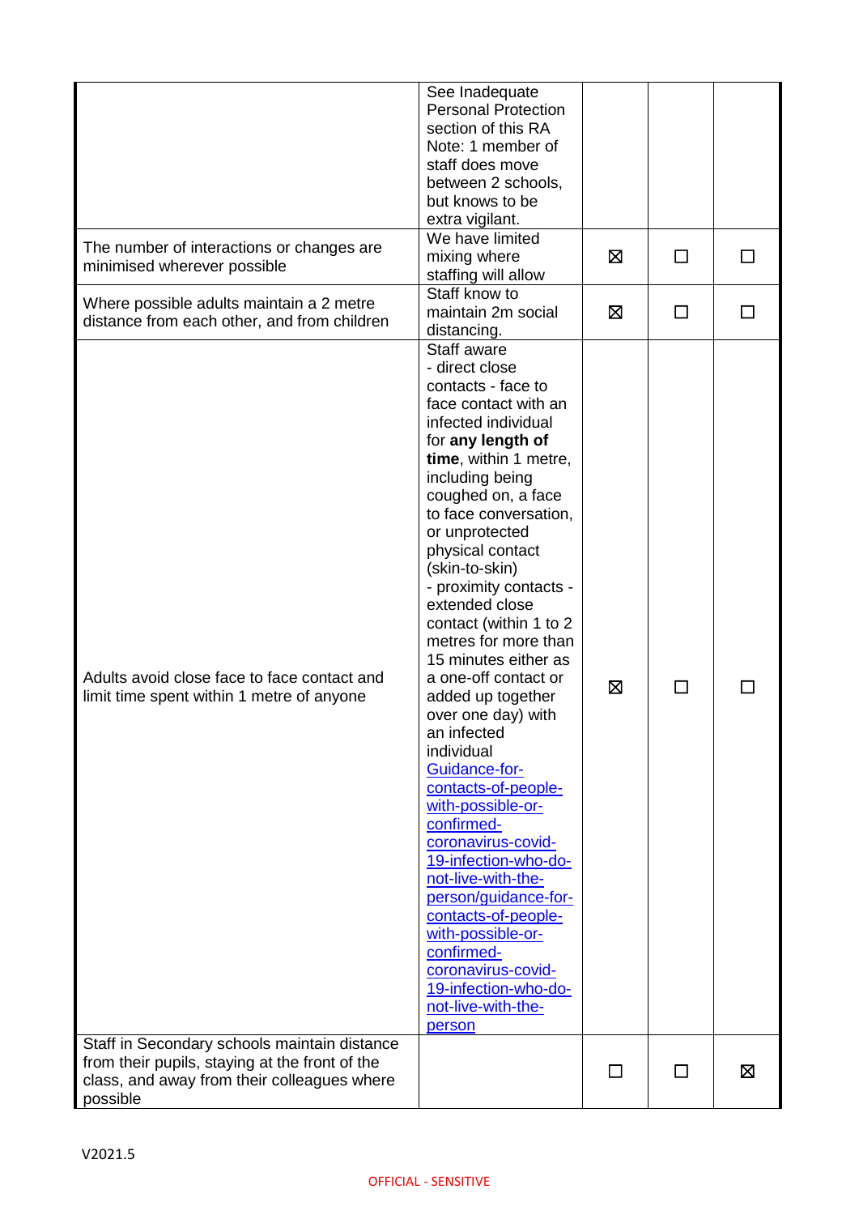| | | | | |
|---|---|---|---|---|
| | See Inadequate Personal Protection section of this RA Note: 1 member of staff does move between 2 schools, but knows to be extra vigilant. | | | |
| The number of interactions or changes are minimised wherever possible | We have limited mixing where staffing will allow | ☒ | ☐ | ☐ |
| Where possible adults maintain a 2 metre distance from each other, and from children | Staff know to maintain 2m social distancing. | ☒ | ☐ | ☐ |
| Adults avoid close face to face contact and limit time spent within 1 metre of anyone | Staff aware - direct close contacts - face to face contact with an infected individual for **any length of time**, within 1 metre, including being coughed on, a face to face conversation, or unprotected physical contact (skin-to-skin) - proximity contacts - extended close contact (within 1 to 2 metres for more than 15 minutes either as a one-off contact or added up together over one day) with an infected individual [Guidance-for-contacts-of-people-with-possible-or-confirmed-coronavirus-covid-19-infection-who-do-not-live-with-the-person/guidance-for-contacts-of-people-with-possible-or-confirmed-coronavirus-covid-19-infection-who-do-not-live-with-the-person]() | ☒ | ☐ | ☐ |
| Staff in Secondary schools maintain distance from their pupils, staying at the front of the class, and away from their colleagues where possible | | ☐ | ☐ | ☒ |

V2021.5

OFFICIAL - SENSITIVE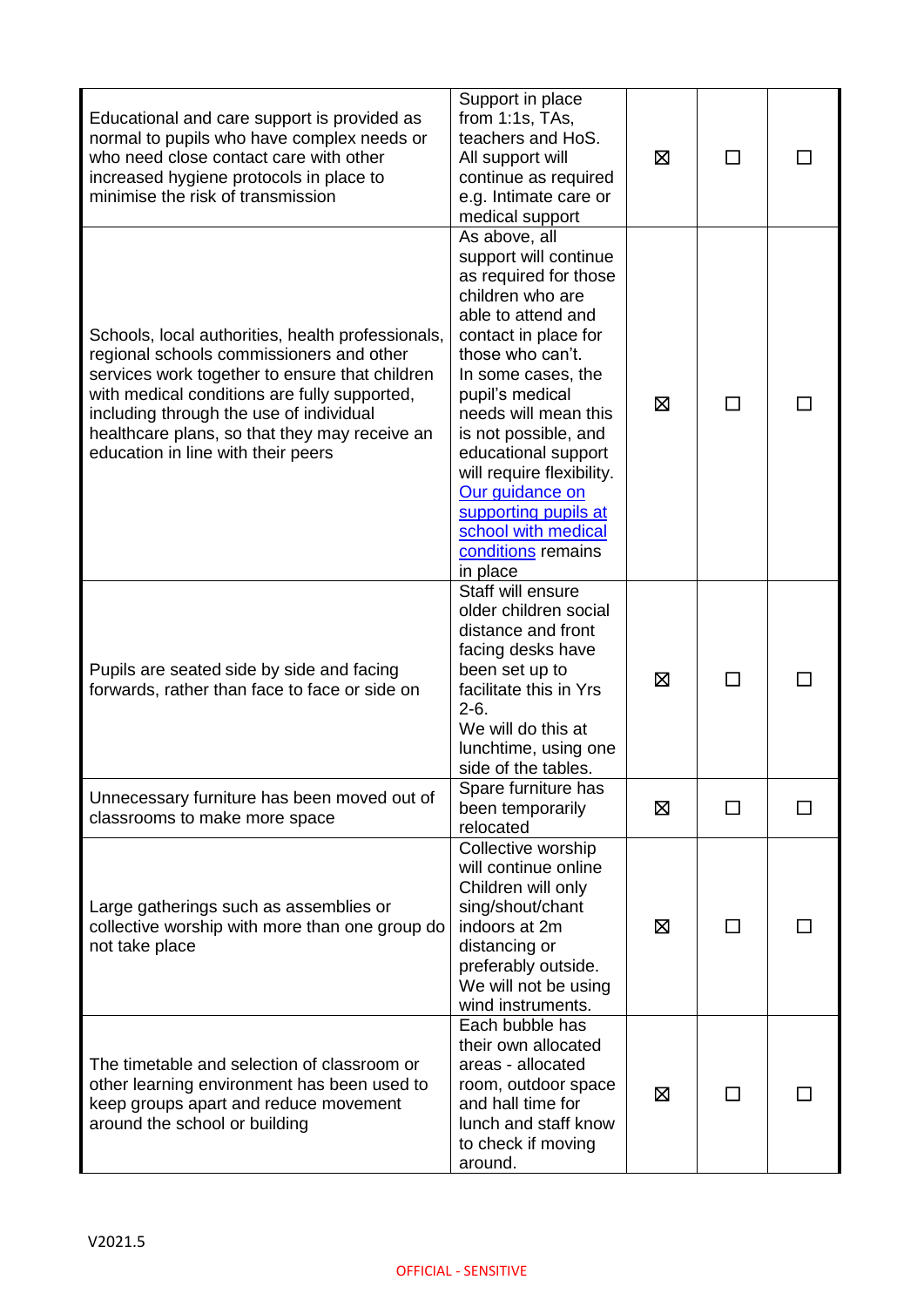| | | | | |
|---|---|---|---|---|
| Educational and care support is provided as normal to pupils who have complex needs or who need close contact care with other increased hygiene protocols in place to minimise the risk of transmission | Support in place from 1:1s, TAs, teachers and HoS. All support will continue as required e.g. Intimate care or medical support | ☒ | ☐ | ☐ |
| Schools, local authorities, health professionals, regional schools commissioners and other services work together to ensure that children with medical conditions are fully supported, including through the use of individual healthcare plans, so that they may receive an education in line with their peers | As above, all support will continue as required for those children who are able to attend and contact in place for those who can't. In some cases, the pupil's medical needs will mean this is not possible, and educational support will require flexibility. [Our guidance on supporting pupils at school with medical conditions] remains in place | ☒ | ☐ | ☐ |
| Pupils are seated side by side and facing forwards, rather than face to face or side on | Staff will ensure older children social distance and front facing desks have been set up to facilitate this in Yrs 2-6. We will do this at lunchtime, using one side of the tables. | ☒ | ☐ | ☐ |
| Unnecessary furniture has been moved out of classrooms to make more space | Spare furniture has been temporarily relocated | ☒ | ☐ | ☐ |
| Large gatherings such as assemblies or collective worship with more than one group do not take place | Collective worship will continue online Children will only sing/shout/chant indoors at 2m distancing or preferably outside. We will not be using wind instruments. | ☒ | ☐ | ☐ |
| The timetable and selection of classroom or other learning environment has been used to keep groups apart and reduce movement around the school or building | Each bubble has their own allocated areas - allocated room, outdoor space and hall time for lunch and staff know to check if moving around. | ☒ | ☐ | ☐ |

V2021.5

OFFICIAL - SENSITIVE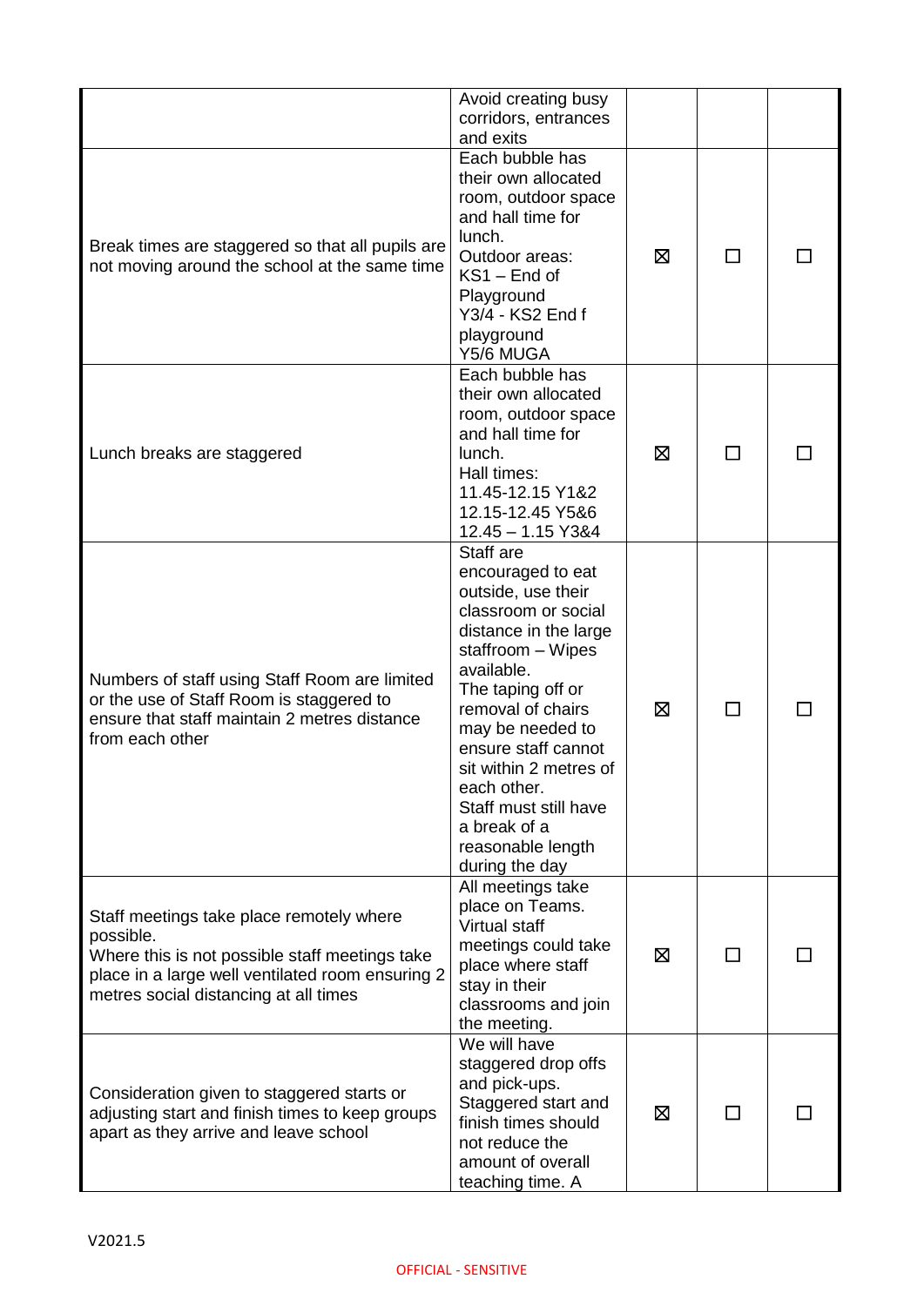| | | | | |
|---|---|---|---|---|
| | Avoid creating busy corridors, entrances and exits | | | |
| Break times are staggered so that all pupils are not moving around the school at the same time | Each bubble has their own allocated room, outdoor space and hall time for lunch.<br>Outdoor areas:<br>KS1 – End of Playground<br>Y3/4 - KS2 End f playground<br>Y5/6 MUGA | ☒ | ☐ | ☐ |
| Lunch breaks are staggered | Each bubble has their own allocated room, outdoor space and hall time for lunch.<br>Hall times:<br>11.45-12.15 Y1&2<br>12.15-12.45 Y5&6<br>12.45 – 1.15 Y3&4 | ☒ | ☐ | ☐ |
| Numbers of staff using Staff Room are limited or the use of Staff Room is staggered to ensure that staff maintain 2 metres distance from each other | Staff are encouraged to eat outside, use their classroom or social distance in the large staffroom – Wipes available.<br>The taping off or removal of chairs may be needed to ensure staff cannot sit within 2 metres of each other.<br>Staff must still have a break of a reasonable length during the day | ☒ | ☐ | ☐ |
| Staff meetings take place remotely where possible.<br>Where this is not possible staff meetings take place in a large well ventilated room ensuring 2 metres social distancing at all times | All meetings take place on Teams. Virtual staff meetings could take place where staff stay in their classrooms and join the meeting. | ☒ | ☐ | ☐ |
| Consideration given to staggered starts or adjusting start and finish times to keep groups apart as they arrive and leave school | We will have staggered drop offs and pick-ups.<br>Staggered start and finish times should not reduce the amount of overall teaching time. A | ☒ | ☐ | ☐ |

V2021.5

OFFICIAL - SENSITIVE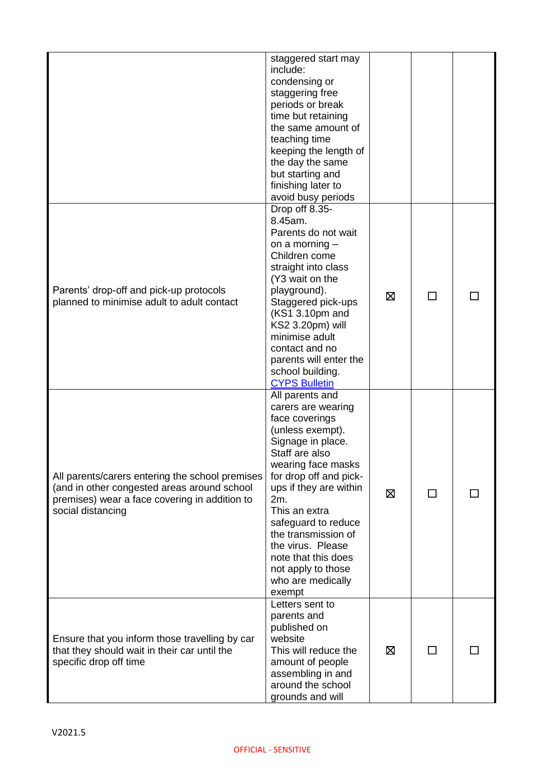| | | | | |
|---|---|---|---|---|
| | staggered start may include: condensing or staggering free periods or break time but retaining the same amount of teaching time keeping the length of the day the same but starting and finishing later to avoid busy periods | | | |
| Parents' drop-off and pick-up protocols planned to minimise adult to adult contact | Drop off 8.35-8.45am. Parents do not wait on a morning – Children come straight into class (Y3 wait on the playground). Staggered pick-ups (KS1 3.10pm and KS2 3.20pm) will minimise adult contact and no parents will enter the school building. [CYPS Bulletin] | ☒ | ☐ | ☐ |
| All parents/carers entering the school premises (and in other congested areas around school premises) wear a face covering in addition to social distancing | All parents and carers are wearing face coverings (unless exempt). Signage in place. Staff are also wearing face masks for drop off and pick-ups if they are within 2m. This an extra safeguard to reduce the transmission of the virus. Please note that this does not apply to those who are medically exempt | ☒ | ☐ | ☐ |
| Ensure that you inform those travelling by car that they should wait in their car until the specific drop off time | Letters sent to parents and published on website This will reduce the amount of people assembling in and around the school grounds and will | ☒ | ☐ | ☐ |

V2021.5

OFFICIAL - SENSITIVE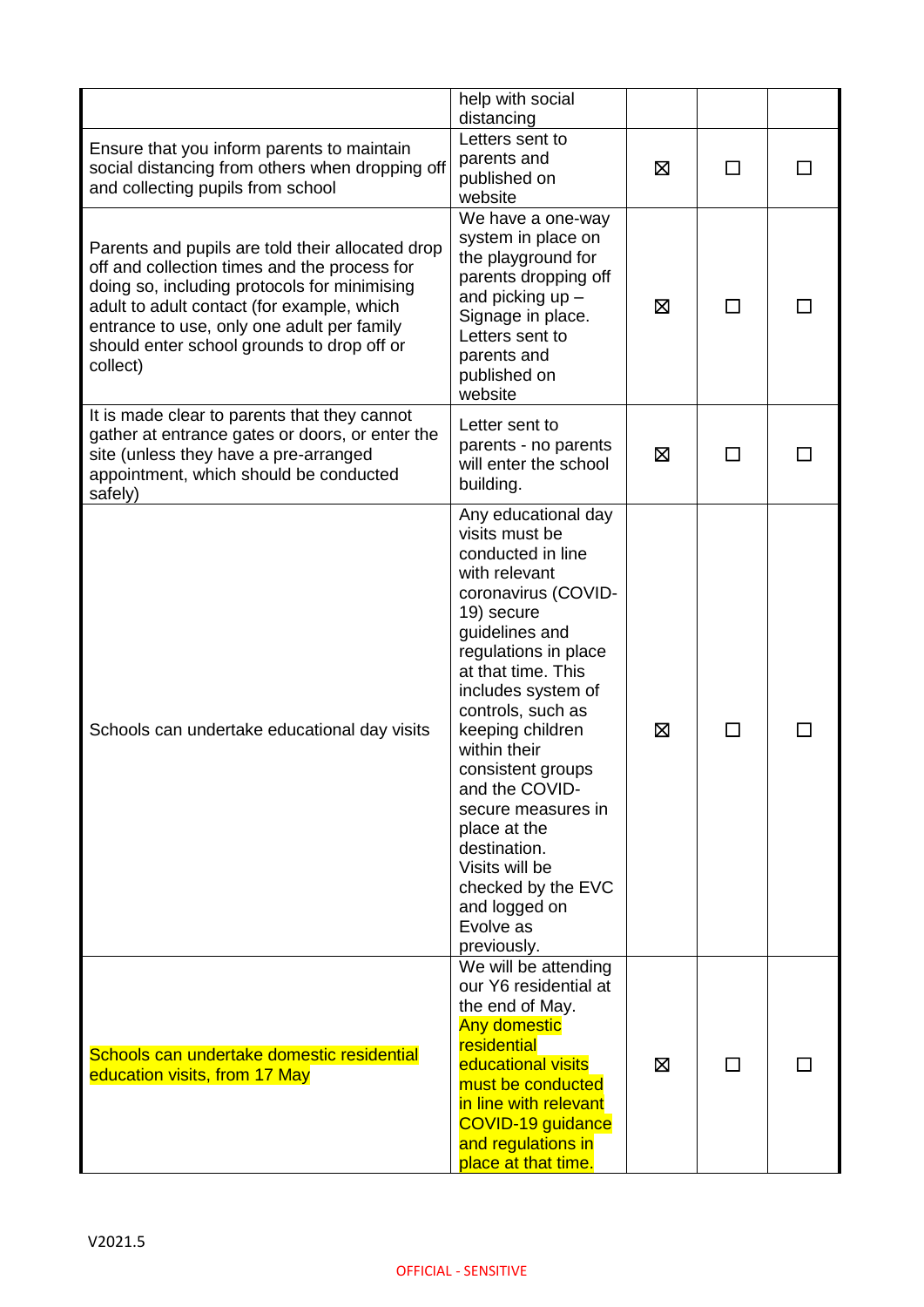| | | | | |
|---|---|---|---|---|
| | help with social distancing | | | |
| Ensure that you inform parents to maintain social distancing from others when dropping off and collecting pupils from school | Letters sent to parents and published on website | ☒ | ☐ | ☐ |
| Parents and pupils are told their allocated drop off and collection times and the process for doing so, including protocols for minimising adult to adult contact (for example, which entrance to use, only one adult per family should enter school grounds to drop off or collect) | We have a one-way system in place on the playground for parents dropping off and picking up – Signage in place. Letters sent to parents and published on website | ☒ | ☐ | ☐ |
| It is made clear to parents that they cannot gather at entrance gates or doors, or enter the site (unless they have a pre-arranged appointment, which should be conducted safely) | Letter sent to parents - no parents will enter the school building. | ☒ | ☐ | ☐ |
| Schools can undertake educational day visits | Any educational day visits must be conducted in line with relevant coronavirus (COVID-19) secure guidelines and regulations in place at that time. This includes system of controls, such as keeping children within their consistent groups and the COVID-secure measures in place at the destination. Visits will be checked by the EVC and logged on Evolve as previously. | ☒ | ☐ | ☐ |
| Schools can undertake domestic residential education visits, from 17 May | We will be attending our Y6 residential at the end of May. Any domestic residential educational visits must be conducted in line with relevant COVID-19 guidance and regulations in place at that time. | ☒ | ☐ | ☐ |

V2021.5

OFFICIAL - SENSITIVE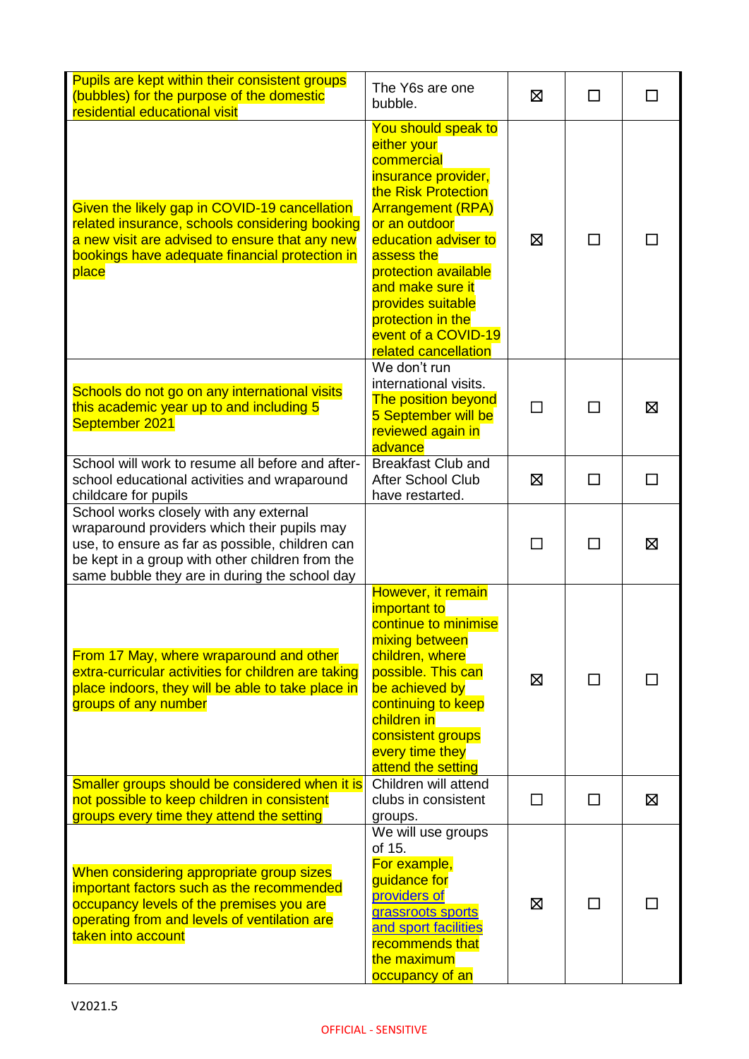| | | | | |
|---|---|---|---|---|
| Pupils are kept within their consistent groups (bubbles) for the purpose of the domestic residential educational visit | The Y6s are one bubble. | ☒ | ☐ | ☐ |
| Given the likely gap in COVID-19 cancellation related insurance, schools considering booking a new visit are advised to ensure that any new bookings have adequate financial protection in place | You should speak to either your commercial insurance provider, the Risk Protection Arrangement (RPA) or an outdoor education adviser to assess the protection available and make sure it provides suitable protection in the event of a COVID-19 related cancellation | ☒ | ☐ | ☐ |
| Schools do not go on any international visits this academic year up to and including 5 September 2021 | We don't run international visits. The position beyond 5 September will be reviewed again in advance | ☐ | ☐ | ☒ |
| School will work to resume all before and after-school educational activities and wraparound childcare for pupils | Breakfast Club and After School Club have restarted. | ☒ | ☐ | ☐ |
| School works closely with any external wraparound providers which their pupils may use, to ensure as far as possible, children can be kept in a group with other children from the same bubble they are in during the school day | | ☐ | ☐ | ☒ |
| From 17 May, where wraparound and other extra-curricular activities for children are taking place indoors, they will be able to take place in groups of any number | However, it remain important to continue to minimise mixing between children, where possible. This can be achieved by continuing to keep children in consistent groups every time they attend the setting | ☒ | ☐ | ☐ |
| Smaller groups should be considered when it is not possible to keep children in consistent groups every time they attend the setting | Children will attend clubs in consistent groups. | ☐ | ☐ | ☒ |
| When considering appropriate group sizes important factors such as the recommended occupancy levels of the premises you are operating from and levels of ventilation are taken into account | We will use groups of 15. For example, guidance for [providers of grassroots sports and sport facilities]() recommends that the maximum occupancy of an | ☒ | ☐ | ☐ |

V2021.5

OFFICIAL - SENSITIVE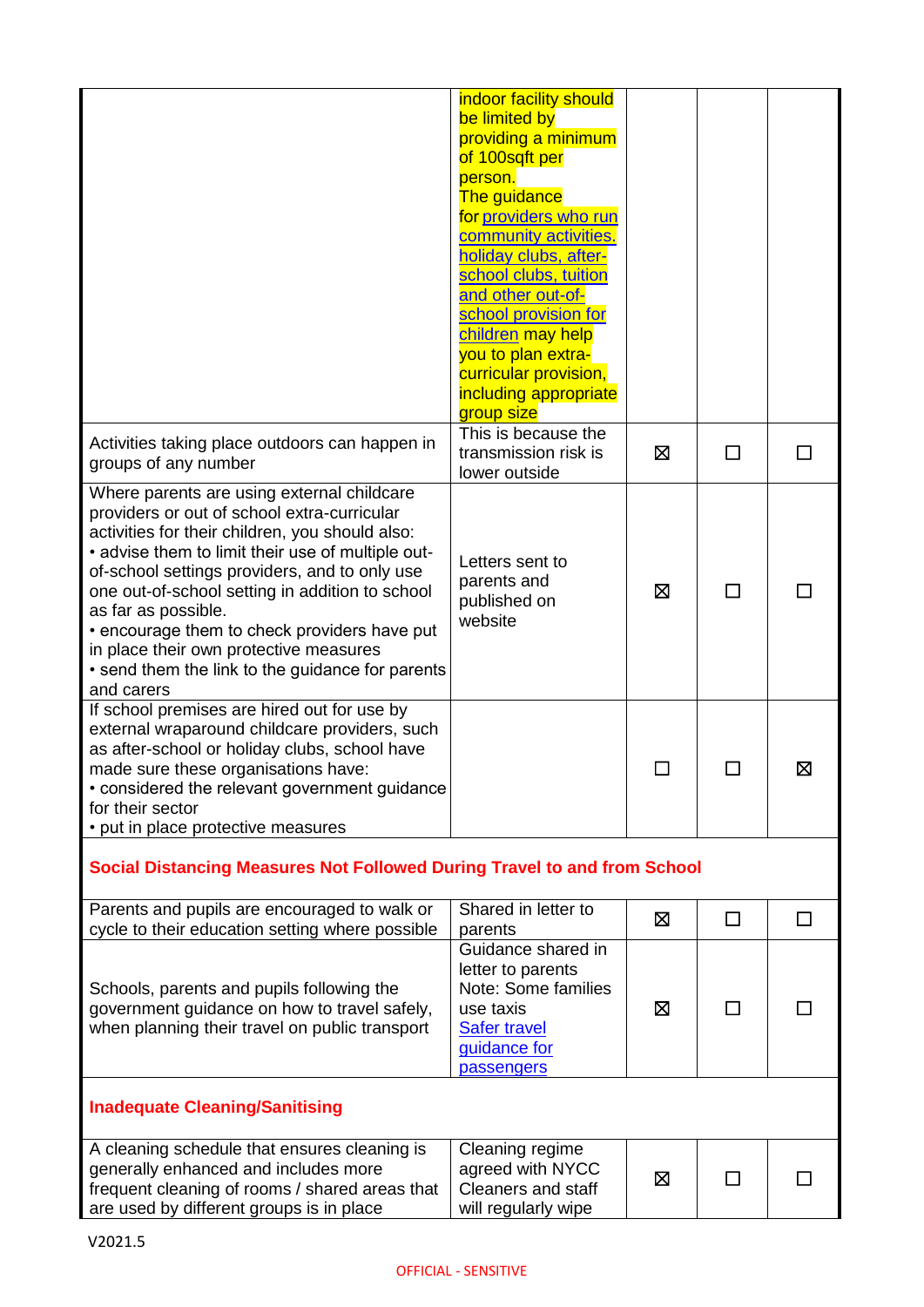| | | | | |
|---|---|---|---|---|
| | indoor facility should be limited by providing a minimum of 100sqft per person. The guidance for providers who run community activities, holiday clubs, after-school clubs, tuition and other out-of-school provision for children may help you to plan extra-curricular provision, including appropriate group size | | | |
| Activities taking place outdoors can happen in groups of any number | This is because the transmission risk is lower outside | ☒ | ☐ | ☐ |
| Where parents are using external childcare providers or out of school extra-curricular activities for their children, you should also: • advise them to limit their use of multiple out-of-school settings providers, and to only use one out-of-school setting in addition to school as far as possible. • encourage them to check providers have put in place their own protective measures • send them the link to the guidance for parents and carers | Letters sent to parents and published on website | ☒ | ☐ | ☐ |
| If school premises are hired out for use by external wraparound childcare providers, such as after-school or holiday clubs, school have made sure these organisations have: • considered the relevant government guidance for their sector • put in place protective measures | | ☐ | ☐ | ☒ |
| **Social Distancing Measures Not Followed During Travel to and from School** | | | | |
| Parents and pupils are encouraged to walk or cycle to their education setting where possible | Shared in letter to parents | ☒ | ☐ | ☐ |
| Schools, parents and pupils following the government guidance on how to travel safely, when planning their travel on public transport | Guidance shared in letter to parents Note: Some families use taxis Safer travel guidance for passengers | ☒ | ☐ | ☐ |
| **Inadequate Cleaning/Sanitising** | | | | |
| A cleaning schedule that ensures cleaning is generally enhanced and includes more frequent cleaning of rooms / shared areas that are used by different groups is in place | Cleaning regime agreed with NYCC Cleaners and staff will regularly wipe | ☒ | ☐ | ☐ |

V2021.5

OFFICIAL - SENSITIVE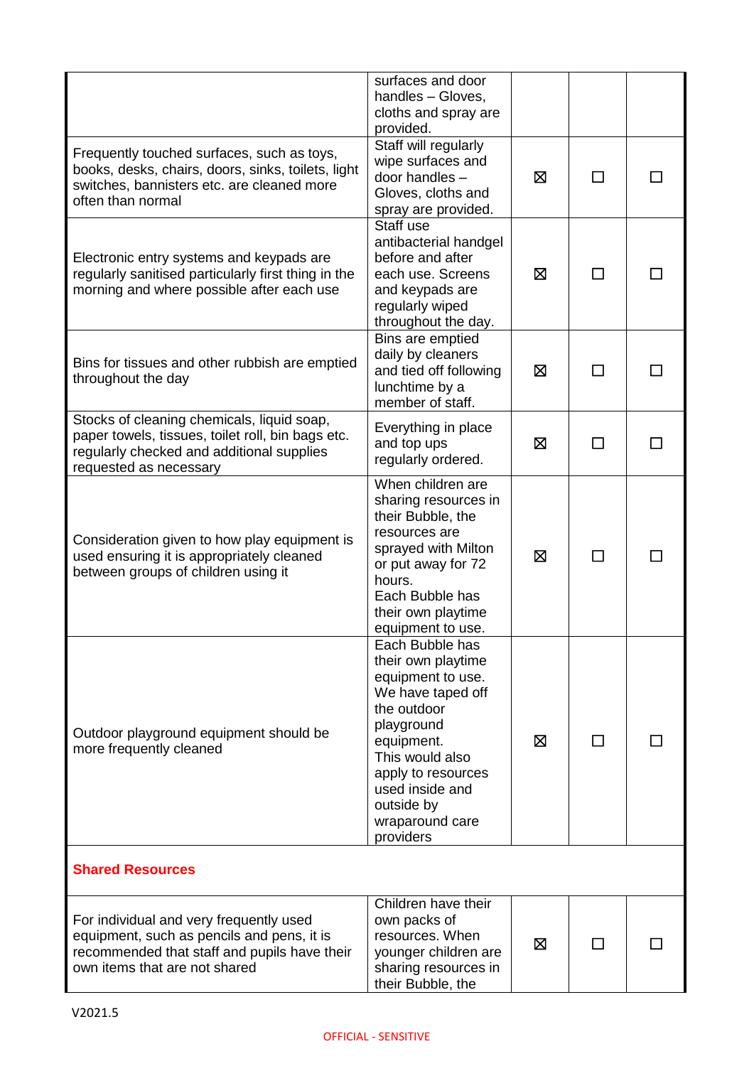| | | | | |
|---|---|---|---|---|
| | surfaces and door handles – Gloves, cloths and spray are provided. | | | |
| Frequently touched surfaces, such as toys, books, desks, chairs, doors, sinks, toilets, light switches, bannisters etc. are cleaned more often than normal | Staff will regularly wipe surfaces and door handles – Gloves, cloths and spray are provided. | ☒ | ☐ | ☐ |
| Electronic entry systems and keypads are regularly sanitised particularly first thing in the morning and where possible after each use | Staff use antibacterial handgel before and after each use. Screens and keypads are regularly wiped throughout the day. | ☒ | ☐ | ☐ |
| Bins for tissues and other rubbish are emptied throughout the day | Bins are emptied daily by cleaners and tied off following lunchtime by a member of staff. | ☒ | ☐ | ☐ |
| Stocks of cleaning chemicals, liquid soap, paper towels, tissues, toilet roll, bin bags etc. regularly checked and additional supplies requested as necessary | Everything in place and top ups regularly ordered. | ☒ | ☐ | ☐ |
| Consideration given to how play equipment is used ensuring it is appropriately cleaned between groups of children using it | When children are sharing resources in their Bubble, the resources are sprayed with Milton or put away for 72 hours. Each Bubble has their own playtime equipment to use. | ☒ | ☐ | ☐ |
| Outdoor playground equipment should be more frequently cleaned | Each Bubble has their own playtime equipment to use. We have taped off the outdoor playground equipment. This would also apply to resources used inside and outside by wraparound care providers | ☒ | ☐ | ☐ |
| **Shared Resources** | | | | |
| For individual and very frequently used equipment, such as pencils and pens, it is recommended that staff and pupils have their own items that are not shared | Children have their own packs of resources. When younger children are sharing resources in their Bubble, the | ☒ | ☐ | ☐ |

V2021.5

OFFICIAL - SENSITIVE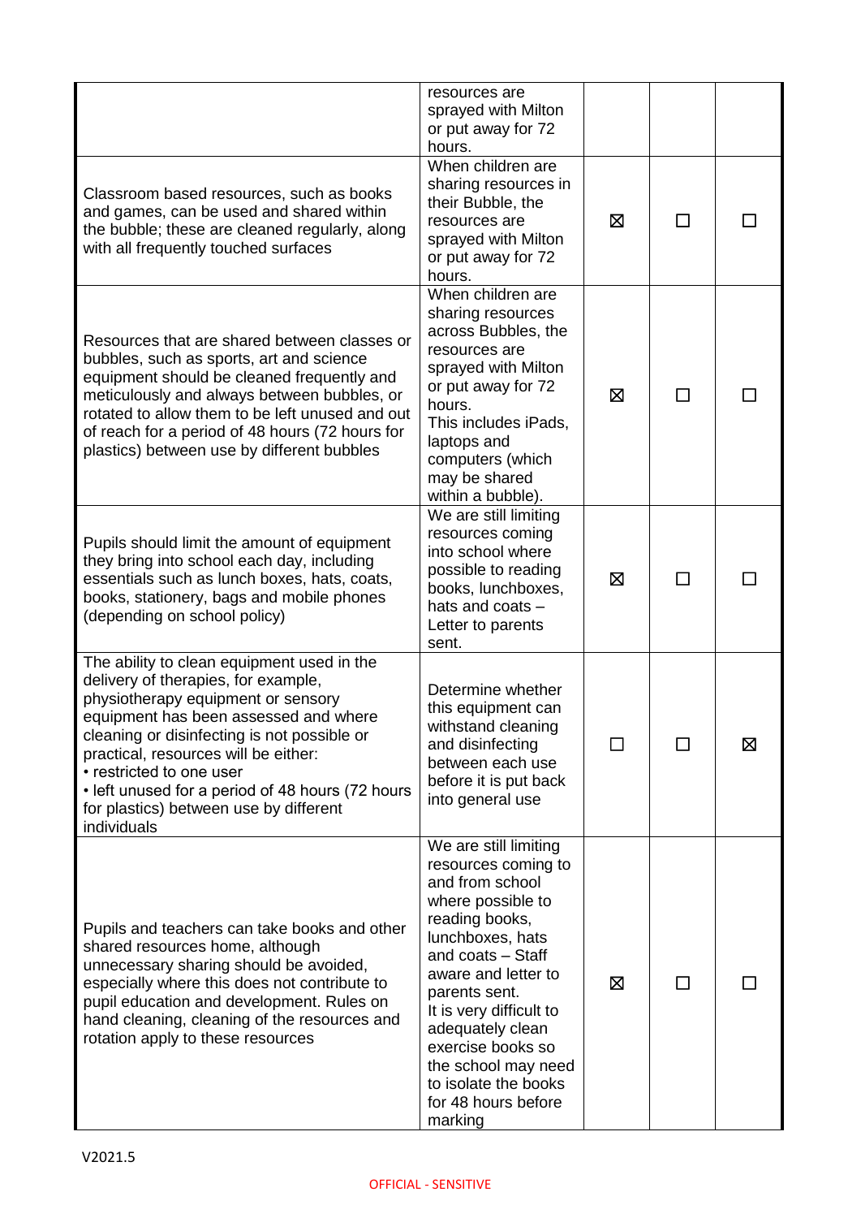| | | | | |
|---|---|---|---|---|
| | resources are sprayed with Milton or put away for 72 hours. | | | |
| Classroom based resources, such as books and games, can be used and shared within the bubble; these are cleaned regularly, along with all frequently touched surfaces | When children are sharing resources in their Bubble, the resources are sprayed with Milton or put away for 72 hours. | ☒ | ☐ | ☐ |
| Resources that are shared between classes or bubbles, such as sports, art and science equipment should be cleaned frequently and meticulously and always between bubbles, or rotated to allow them to be left unused and out of reach for a period of 48 hours (72 hours for plastics) between use by different bubbles | When children are sharing resources across Bubbles, the resources are sprayed with Milton or put away for 72 hours.<br>This includes iPads, laptops and computers (which may be shared within a bubble). | ☒ | ☐ | ☐ |
| Pupils should limit the amount of equipment they bring into school each day, including essentials such as lunch boxes, hats, coats, books, stationery, bags and mobile phones (depending on school policy) | We are still limiting resources coming into school where possible to reading books, lunchboxes, hats and coats – Letter to parents sent. | ☒ | ☐ | ☐ |
| The ability to clean equipment used in the delivery of therapies, for example, physiotherapy equipment or sensory equipment has been assessed and where cleaning or disinfecting is not possible or practical, resources will be either:<br>• restricted to one user<br>• left unused for a period of 48 hours (72 hours for plastics) between use by different individuals | Determine whether this equipment can withstand cleaning and disinfecting between each use before it is put back into general use | ☐ | ☐ | ☒ |
| Pupils and teachers can take books and other shared resources home, although unnecessary sharing should be avoided, especially where this does not contribute to pupil education and development. Rules on hand cleaning, cleaning of the resources and rotation apply to these resources | We are still limiting resources coming to and from school where possible to reading books, lunchboxes, hats and coats – Staff aware and letter to parents sent.<br>It is very difficult to adequately clean exercise books so the school may need to isolate the books for 48 hours before marking | ☒ | ☐ | ☐ |

V2021.5

OFFICIAL - SENSITIVE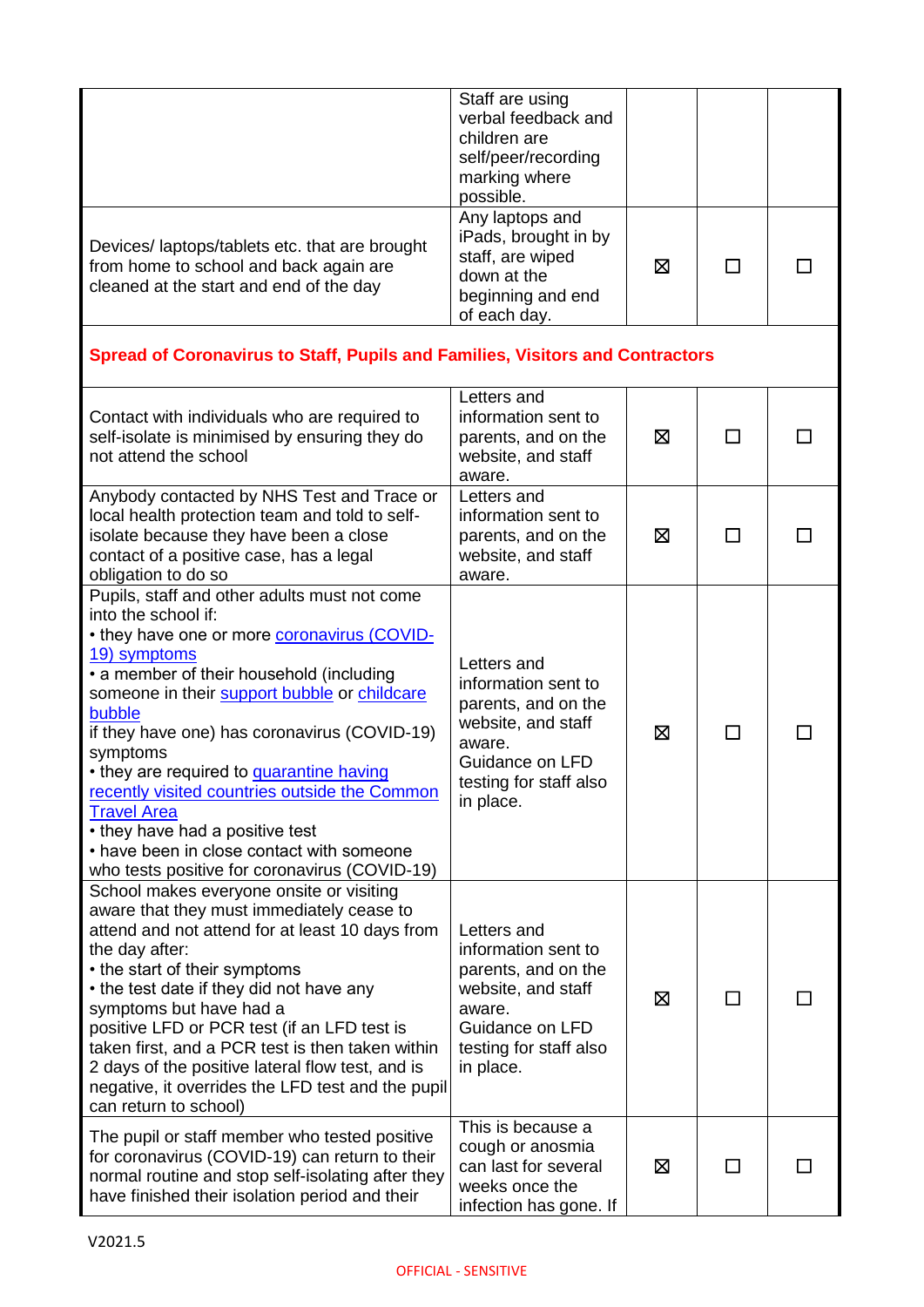| | | | | |
|---|---|---|---|---|
| | Staff are using verbal feedback and children are self/peer/recording marking where possible. | | | |
| Devices/ laptops/tablets etc. that are brought from home to school and back again are cleaned at the start and end of the day | Any laptops and iPads, brought in by staff, are wiped down at the beginning and end of each day. | ☒ | ☐ | ☐ |
| **Spread of Coronavirus to Staff, Pupils and Families, Visitors and Contractors** | | | | |
| Contact with individuals who are required to self-isolate is minimised by ensuring they do not attend the school | Letters and information sent to parents, and on the website, and staff aware. | ☒ | ☐ | ☐ |
| Anybody contacted by NHS Test and Trace or local health protection team and told to self-isolate because they have been a close contact of a positive case, has a legal obligation to do so | Letters and information sent to parents, and on the website, and staff aware. | ☒ | ☐ | ☐ |
| Pupils, staff and other adults must not come into the school if:<br>• they have one or more coronavirus (COVID-19) symptoms<br>• a member of their household (including someone in their support bubble or childcare bubble if they have one) has coronavirus (COVID-19) symptoms<br>• they are required to quarantine having recently visited countries outside the Common Travel Area<br>• they have had a positive test<br>• have been in close contact with someone who tests positive for coronavirus (COVID-19) | Letters and information sent to parents, and on the website, and staff aware.<br>Guidance on LFD testing for staff also in place. | ☒ | ☐ | ☐ |
| School makes everyone onsite or visiting aware that they must immediately cease to attend and not attend for at least 10 days from the day after:<br>• the start of their symptoms<br>• the test date if they did not have any symptoms but have had a positive LFD or PCR test (if an LFD test is taken first, and a PCR test is then taken within 2 days of the positive lateral flow test, and is negative, it overrides the LFD test and the pupil can return to school) | Letters and information sent to parents, and on the website, and staff aware.<br>Guidance on LFD testing for staff also in place. | ☒ | ☐ | ☐ |
| The pupil or staff member who tested positive for coronavirus (COVID-19) can return to their normal routine and stop self-isolating after they have finished their isolation period and their | This is because a cough or anosmia can last for several weeks once the infection has gone. If | ☒ | ☐ | ☐ |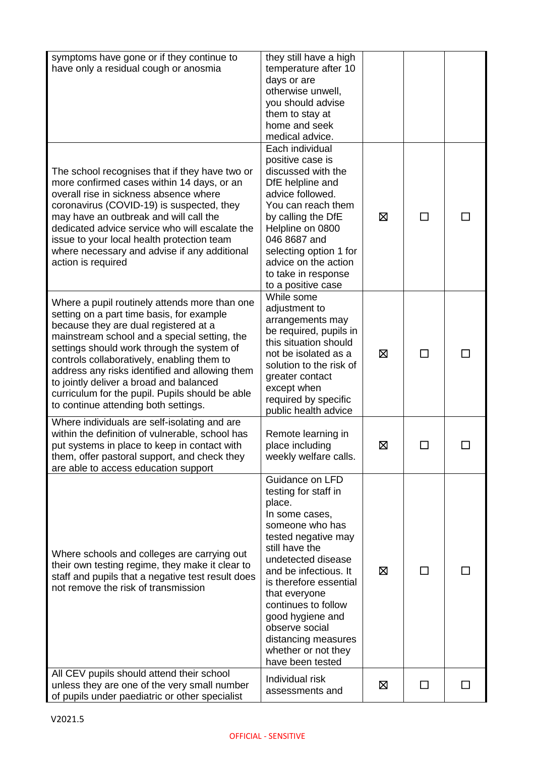| | | | | |
|---|---|---|---|---|
| symptoms have gone or if they continue to have only a residual cough or anosmia | they still have a high temperature after 10 days or are otherwise unwell, you should advise them to stay at home and seek medical advice. | | | |
| The school recognises that if they have two or more confirmed cases within 14 days, or an overall rise in sickness absence where coronavirus (COVID-19) is suspected, they may have an outbreak and will call the dedicated advice service who will escalate the issue to your local health protection team where necessary and advise if any additional action is required | Each individual positive case is discussed with the DfE helpline and advice followed. You can reach them by calling the DfE Helpline on 0800 046 8687 and selecting option 1 for advice on the action to take in response to a positive case | ☒ | ☐ | ☐ |
| Where a pupil routinely attends more than one setting on a part time basis, for example because they are dual registered at a mainstream school and a special setting, the settings should work through the system of controls collaboratively, enabling them to address any risks identified and allowing them to jointly deliver a broad and balanced curriculum for the pupil. Pupils should be able to continue attending both settings. | While some adjustment to arrangements may be required, pupils in this situation should not be isolated as a solution to the risk of greater contact except when required by specific public health advice | ☒ | ☐ | ☐ |
| Where individuals are self-isolating and are within the definition of vulnerable, school has put systems in place to keep in contact with them, offer pastoral support, and check they are able to access education support | Remote learning in place including weekly welfare calls. | ☒ | ☐ | ☐ |
| Where schools and colleges are carrying out their own testing regime, they make it clear to staff and pupils that a negative test result does not remove the risk of transmission | Guidance on LFD testing for staff in place.<br>In some cases, someone who has tested negative may still have the undetected disease and be infectious. It is therefore essential that everyone continues to follow good hygiene and observe social distancing measures whether or not they have been tested | ☒ | ☐ | ☐ |
| All CEV pupils should attend their school unless they are one of the very small number of pupils under paediatric or other specialist | Individual risk assessments and | ☒ | ☐ | ☐ |

V2021.5

OFFICIAL - SENSITIVE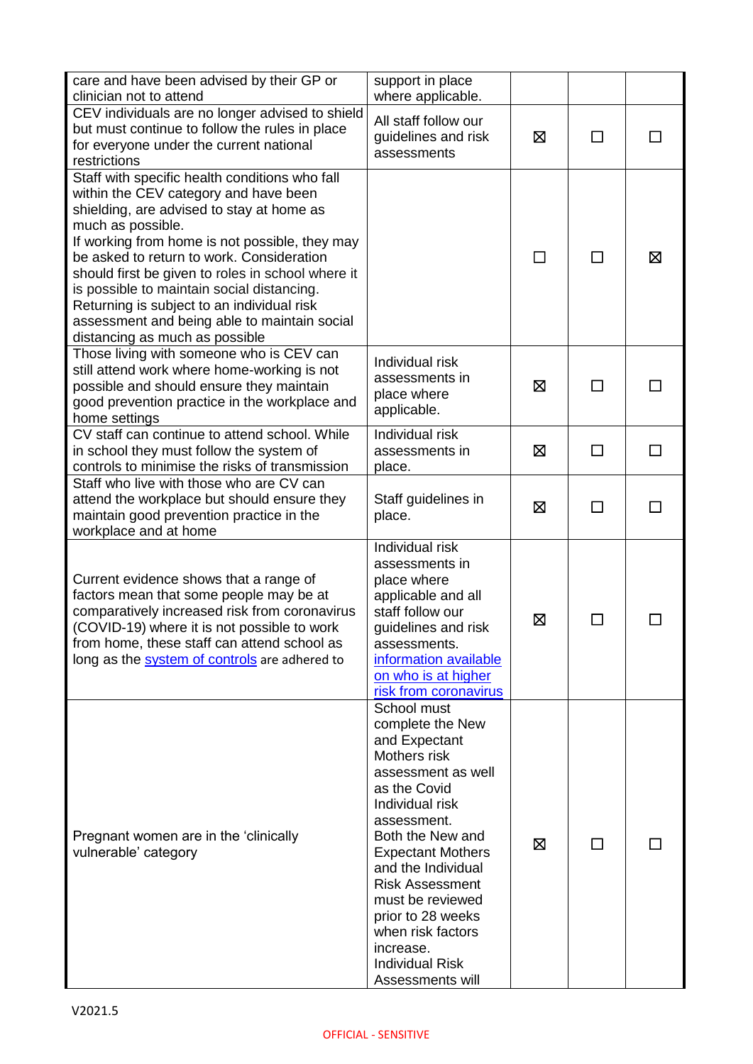| | | | | |
|---|---|---|---|---|
| care and have been advised by their GP or clinician not to attend | support in place where applicable. | | | |
| CEV individuals are no longer advised to shield but must continue to follow the rules in place for everyone under the current national restrictions | All staff follow our guidelines and risk assessments | ☒ | ☐ | ☐ |
| Staff with specific health conditions who fall within the CEV category and have been shielding, are advised to stay at home as much as possible.<br>If working from home is not possible, they may be asked to return to work. Consideration should first be given to roles in school where it is possible to maintain social distancing. Returning is subject to an individual risk assessment and being able to maintain social distancing as much as possible | | ☐ | ☐ | ☒ |
| Those living with someone who is CEV can still attend work where home-working is not possible and should ensure they maintain good prevention practice in the workplace and home settings | Individual risk assessments in place where applicable. | ☒ | ☐ | ☐ |
| CV staff can continue to attend school. While in school they must follow the system of controls to minimise the risks of transmission | Individual risk assessments in place. | ☒ | ☐ | ☐ |
| Staff who live with those who are CV can attend the workplace but should ensure they maintain good prevention practice in the workplace and at home | Staff guidelines in place. | ☒ | ☐ | ☐ |
| Current evidence shows that a range of factors mean that some people may be at comparatively increased risk from coronavirus (COVID-19) where it is not possible to work from home, these staff can attend school as long as the [system of controls]() are adhered to | Individual risk assessments in place where applicable and all staff follow our guidelines and risk assessments. [information available on who is at higher risk from coronavirus]() | ☒ | ☐ | ☐ |
| Pregnant women are in the 'clinically vulnerable' category | School must complete the New and Expectant Mothers risk assessment as well as the Covid Individual risk assessment.<br>Both the New and Expectant Mothers and the Individual Risk Assessment must be reviewed prior to 28 weeks when risk factors increase.<br>Individual Risk Assessments will | ☒ | ☐ | ☐ |

V2021.5

OFFICIAL - SENSITIVE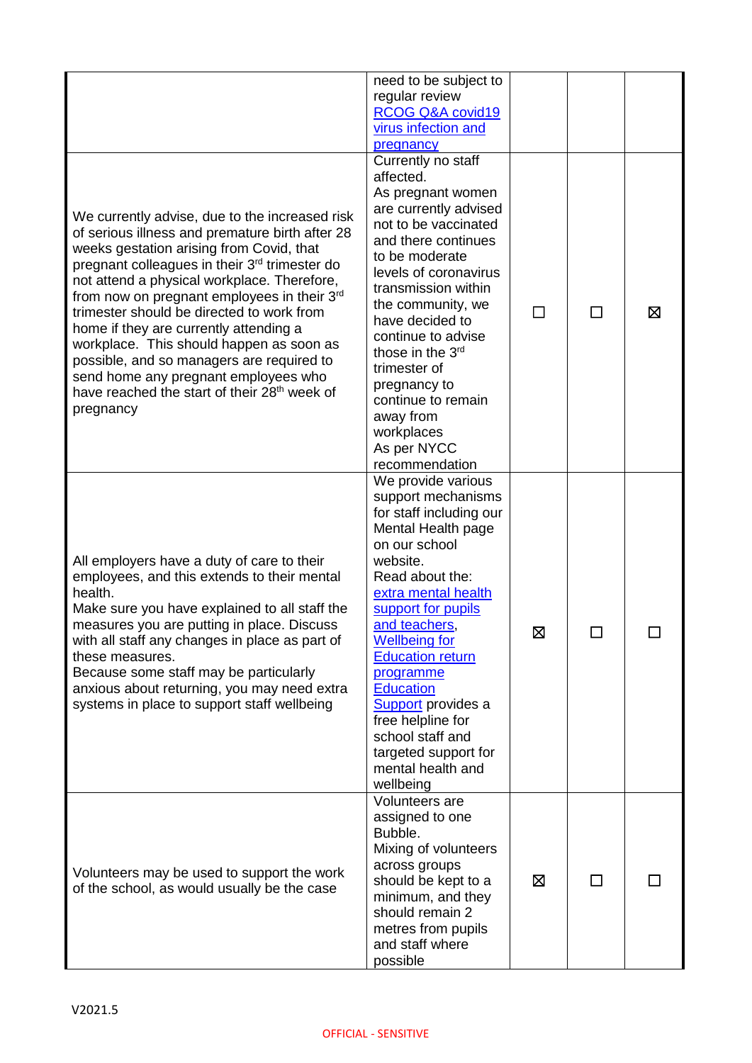| | | | | |
|---|---|---|---|---|
| | need to be subject to regular review [RCOG Q&A covid19 virus infection and pregnancy] | | | |
| We currently advise, due to the increased risk of serious illness and premature birth after 28 weeks gestation arising from Covid, that pregnant colleagues in their 3rd trimester do not attend a physical workplace. Therefore, from now on pregnant employees in their 3rd trimester should be directed to work from home if they are currently attending a workplace. This should happen as soon as possible, and so managers are required to send home any pregnant employees who have reached the start of their 28th week of pregnancy | Currently no staff affected.<br>As pregnant women are currently advised not to be vaccinated and there continues to be moderate levels of coronavirus transmission within the community, we have decided to continue to advise those in the 3rd trimester of pregnancy to continue to remain away from workplaces<br>As per NYCC recommendation | ☐ | ☐ | ☒ |
| All employers have a duty of care to their employees, and this extends to their mental health.<br>Make sure you have explained to all staff the measures you are putting in place. Discuss with all staff any changes in place as part of these measures.<br>Because some staff may be particularly anxious about returning, you may need extra systems in place to support staff wellbeing | We provide various support mechanisms for staff including our Mental Health page on our school website.<br>Read about the: [extra mental health support for pupils and teachers], [Wellbeing for Education return programme] [Education Support] provides a free helpline for school staff and targeted support for mental health and wellbeing | ☒ | ☐ | ☐ |
| Volunteers may be used to support the work of the school, as would usually be the case | Volunteers are assigned to one Bubble.<br>Mixing of volunteers across groups should be kept to a minimum, and they should remain 2 metres from pupils and staff where possible | ☒ | ☐ | ☐ |

V2021.5

OFFICIAL - SENSITIVE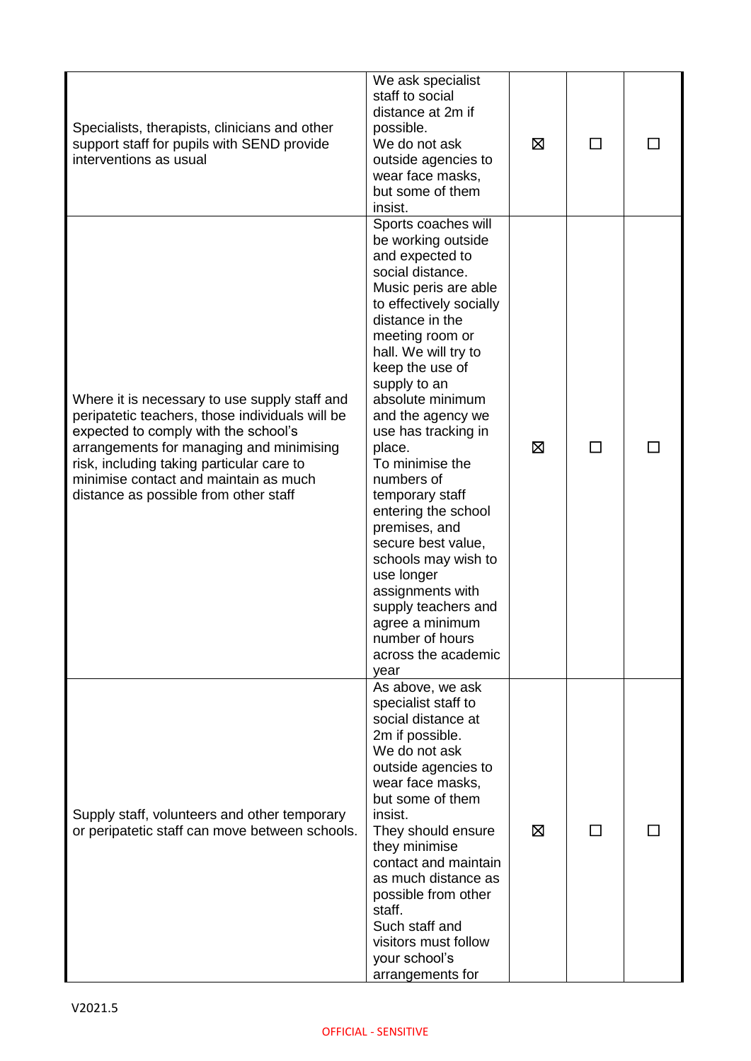| | | | | |
|---|---|---|---|---|
| Specialists, therapists, clinicians and other support staff for pupils with SEND provide interventions as usual | We ask specialist staff to social distance at 2m if possible.<br>We do not ask outside agencies to wear face masks, but some of them insist. | ☒ | ☐ | ☐ |
| Where it is necessary to use supply staff and peripatetic teachers, those individuals will be expected to comply with the school's arrangements for managing and minimising risk, including taking particular care to minimise contact and maintain as much distance as possible from other staff | Sports coaches will be working outside and expected to social distance. Music peris are able to effectively socially distance in the meeting room or hall. We will try to keep the use of supply to an absolute minimum and the agency we use has tracking in place.<br>To minimise the numbers of temporary staff entering the school premises, and secure best value, schools may wish to use longer assignments with supply teachers and agree a minimum number of hours across the academic year | ☒ | ☐ | ☐ |
| Supply staff, volunteers and other temporary or peripatetic staff can move between schools. | As above, we ask specialist staff to social distance at 2m if possible.<br>We do not ask outside agencies to wear face masks, but some of them insist.<br>They should ensure they minimise contact and maintain as much distance as possible from other staff.<br>Such staff and visitors must follow your school's arrangements for | ☒ | ☐ | ☐ |

V2021.5

OFFICIAL - SENSITIVE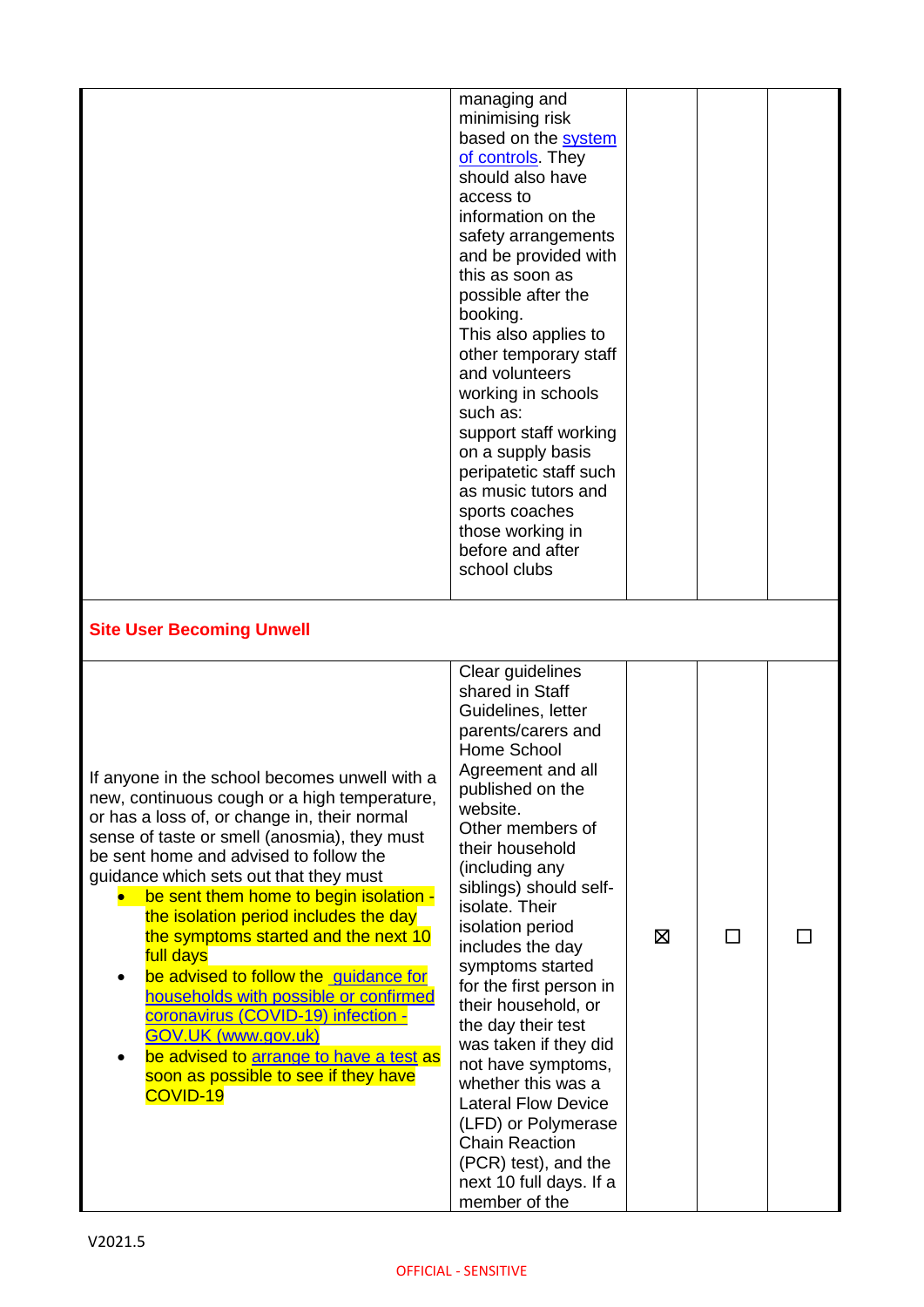| | | | | |
|---|---|---|---|---|
| | managing and minimising risk based on the system of controls. They should also have access to information on the safety arrangements and be provided with this as soon as possible after the booking.<br>This also applies to other temporary staff and volunteers working in schools such as:<br>support staff working on a supply basis<br>peripatetic staff such as music tutors and sports coaches<br>those working in before and after school clubs | | | |
| **Site User Becoming Unwell** | | | | |
| If anyone in the school becomes unwell with a new, continuous cough or a high temperature, or has a loss of, or change in, their normal sense of taste or smell (anosmia), they must be sent home and advised to follow the guidance which sets out that they must<br>• be sent them home to begin isolation - the isolation period includes the day the symptoms started and the next 10 full days<br>• be advised to follow the guidance for households with possible or confirmed coronavirus (COVID-19) infection - GOV.UK (www.gov.uk)<br>• be advised to arrange to have a test as soon as possible to see if they have COVID-19 | Clear guidelines shared in Staff Guidelines, letter parents/carers and Home School Agreement and all published on the website.<br>Other members of their household (including any siblings) should self-isolate. Their isolation period includes the day symptoms started for the first person in their household, or the day their test was taken if they did not have symptoms, whether this was a Lateral Flow Device (LFD) or Polymerase Chain Reaction (PCR) test), and the next 10 full days. If a member of the | ☒ | ☐ | ☐ |

V2021.5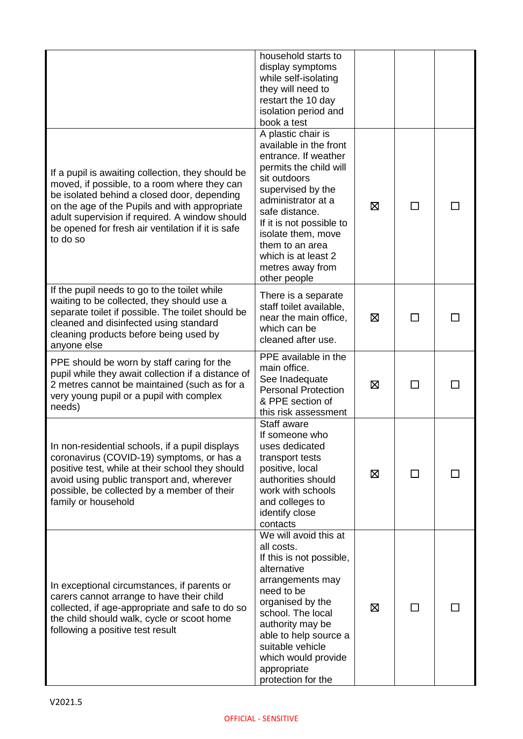| | | | | |
|---|---|---|---|---|
| | household starts to display symptoms while self-isolating they will need to restart the 10 day isolation period and book a test | | | |
| If a pupil is awaiting collection, they should be moved, if possible, to a room where they can be isolated behind a closed door, depending on the age of the Pupils and with appropriate adult supervision if required. A window should be opened for fresh air ventilation if it is safe to do so | A plastic chair is available in the front entrance. If weather permits the child will sit outdoors supervised by the administrator at a safe distance. If it is not possible to isolate them, move them to an area which is at least 2 metres away from other people | ☒ | ☐ | ☐ |
| If the pupil needs to go to the toilet while waiting to be collected, they should use a separate toilet if possible. The toilet should be cleaned and disinfected using standard cleaning products before being used by anyone else | There is a separate staff toilet available, near the main office, which can be cleaned after use. | ☒ | ☐ | ☐ |
| PPE should be worn by staff caring for the pupil while they await collection if a distance of 2 metres cannot be maintained (such as for a very young pupil or a pupil with complex needs) | PPE available in the main office. See Inadequate Personal Protection & PPE section of this risk assessment | ☒ | ☐ | ☐ |
| In non-residential schools, if a pupil displays coronavirus (COVID-19) symptoms, or has a positive test, while at their school they should avoid using public transport and, wherever possible, be collected by a member of their family or household | Staff aware If someone who uses dedicated transport tests positive, local authorities should work with schools and colleges to identify close contacts | ☒ | ☐ | ☐ |
| In exceptional circumstances, if parents or carers cannot arrange to have their child collected, if age-appropriate and safe to do so the child should walk, cycle or scoot home following a positive test result | We will avoid this at all costs. If this is not possible, alternative arrangements may need to be organised by the school. The local authority may be able to help source a suitable vehicle which would provide appropriate protection for the | ☒ | ☐ | ☐ |

V2021.5

OFFICIAL - SENSITIVE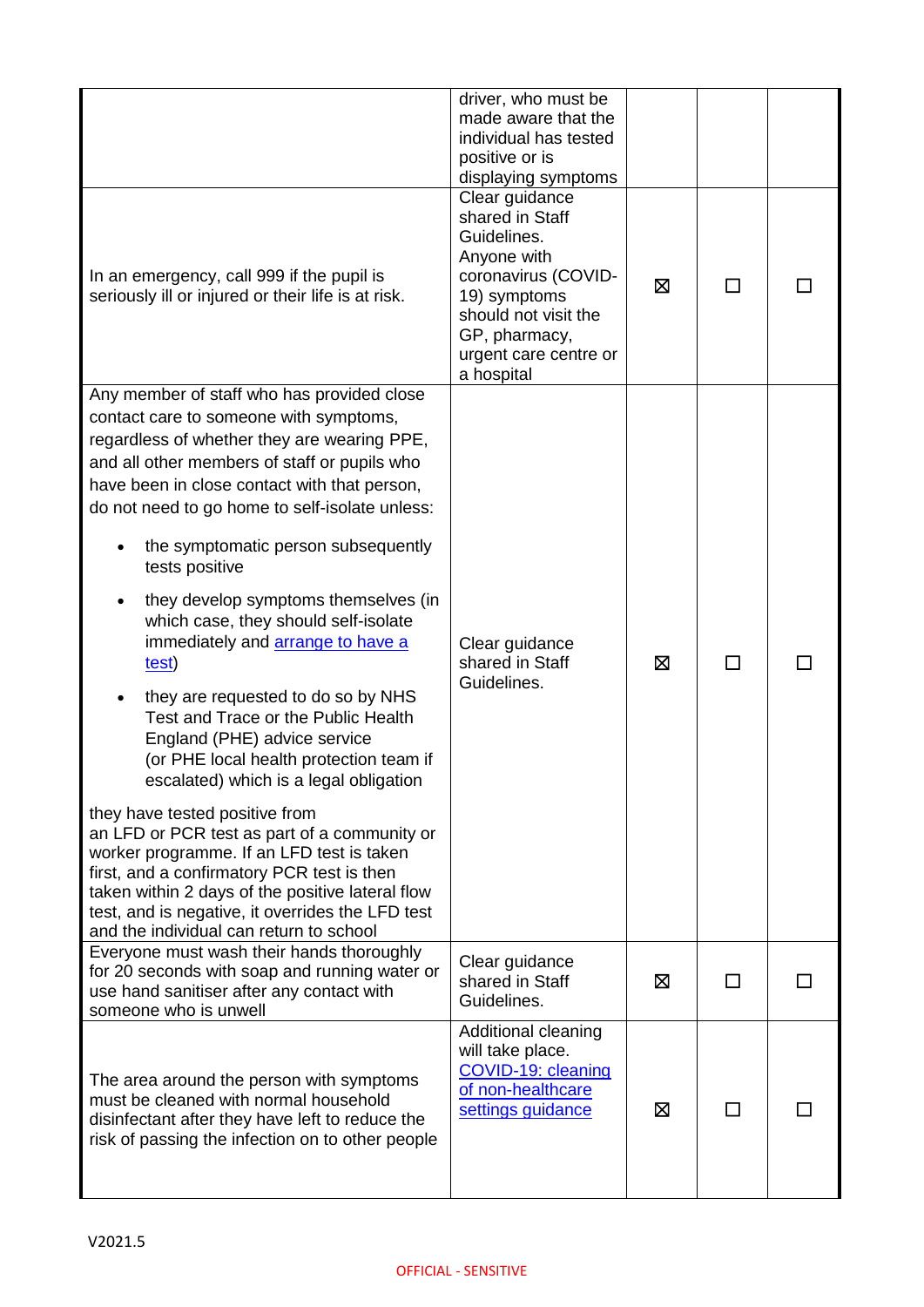| | | | | |
|---|---|---|---|---|
| | driver, who must be made aware that the individual has tested positive or is displaying symptoms | | | |
| In an emergency, call 999 if the pupil is seriously ill or injured or their life is at risk. | Clear guidance shared in Staff Guidelines. Anyone with coronavirus (COVID-19) symptoms should not visit the GP, pharmacy, urgent care centre or a hospital | ☒ | ☐ | ☐ |
| Any member of staff who has provided close contact care to someone with symptoms, regardless of whether they are wearing PPE, and all other members of staff or pupils who have been in close contact with that person, do not need to go home to self-isolate unless:<br><br>• the symptomatic person subsequently tests positive<br>• they develop symptoms themselves (in which case, they should self-isolate immediately and [arrange to have a test](#))<br>• they are requested to do so by NHS Test and Trace or the Public Health England (PHE) advice service (or PHE local health protection team if escalated) which is a legal obligation<br><br>they have tested positive from an LFD or PCR test as part of a community or worker programme. If an LFD test is taken first, and a confirmatory PCR test is then taken within 2 days of the positive lateral flow test, and is negative, it overrides the LFD test and the individual can return to school | Clear guidance shared in Staff Guidelines. | ☒ | ☐ | ☐ |
| Everyone must wash their hands thoroughly for 20 seconds with soap and running water or use hand sanitiser after any contact with someone who is unwell | Clear guidance shared in Staff Guidelines. | ☒ | ☐ | ☐ |
| The area around the person with symptoms must be cleaned with normal household disinfectant after they have left to reduce the risk of passing the infection on to other people | Additional cleaning will take place. [COVID-19: cleaning of non-healthcare settings guidance](#) | ☒ | ☐ | ☐ |

V2021.5

OFFICIAL - SENSITIVE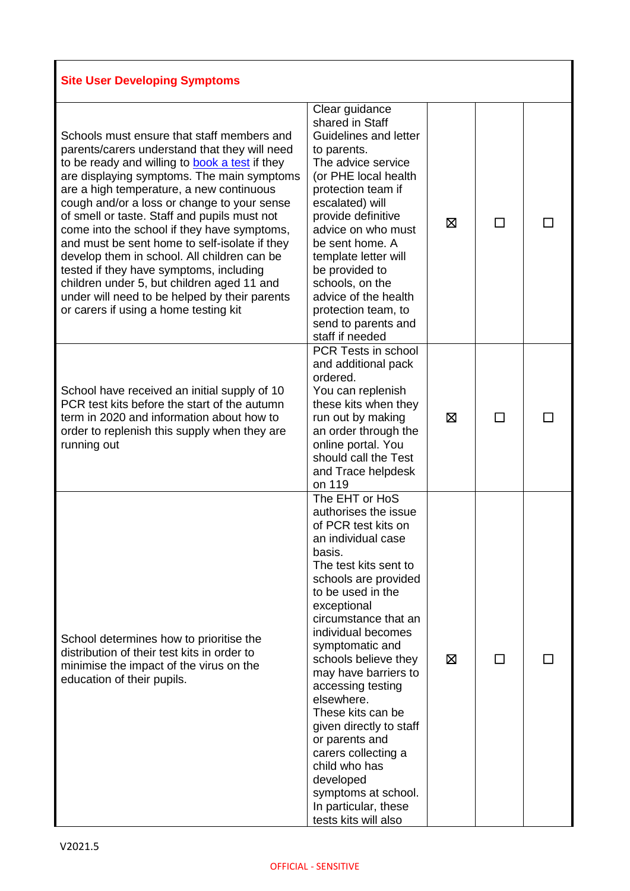| Site User Developing Symptoms | | | | |
|---|---|---|---|---|
| Schools must ensure that staff members and parents/carers understand that they will need to be ready and willing to [book a test]() if they are displaying symptoms. The main symptoms are a high temperature, a new continuous cough and/or a loss or change to your sense of smell or taste. Staff and pupils must not come into the school if they have symptoms, and must be sent home to self-isolate if they develop them in school. All children can be tested if they have symptoms, including children under 5, but children aged 11 and under will need to be helped by their parents or carers if using a home testing kit | Clear guidance shared in Staff Guidelines and letter to parents. The advice service (or PHE local health protection team if escalated) will provide definitive advice on who must be sent home. A template letter will be provided to schools, on the advice of the health protection team, to send to parents and staff if needed | ☒ | ☐ | ☐ |
| School have received an initial supply of 10 PCR test kits before the start of the autumn term in 2020 and information about how to order to replenish this supply when they are running out | PCR Tests in school and additional pack ordered. You can replenish these kits when they run out by making an order through the online portal. You should call the Test and Trace helpdesk on 119 | ☒ | ☐ | ☐ |
| School determines how to prioritise the distribution of their test kits in order to minimise the impact of the virus on the education of their pupils. | The EHT or HoS authorises the issue of PCR test kits on an individual case basis. The test kits sent to schools are provided to be used in the exceptional circumstance that an individual becomes symptomatic and schools believe they may have barriers to accessing testing elsewhere. These kits can be given directly to staff or parents and carers collecting a child who has developed symptoms at school. In particular, these tests kits will also | ☒ | ☐ | ☐ |

V2021.5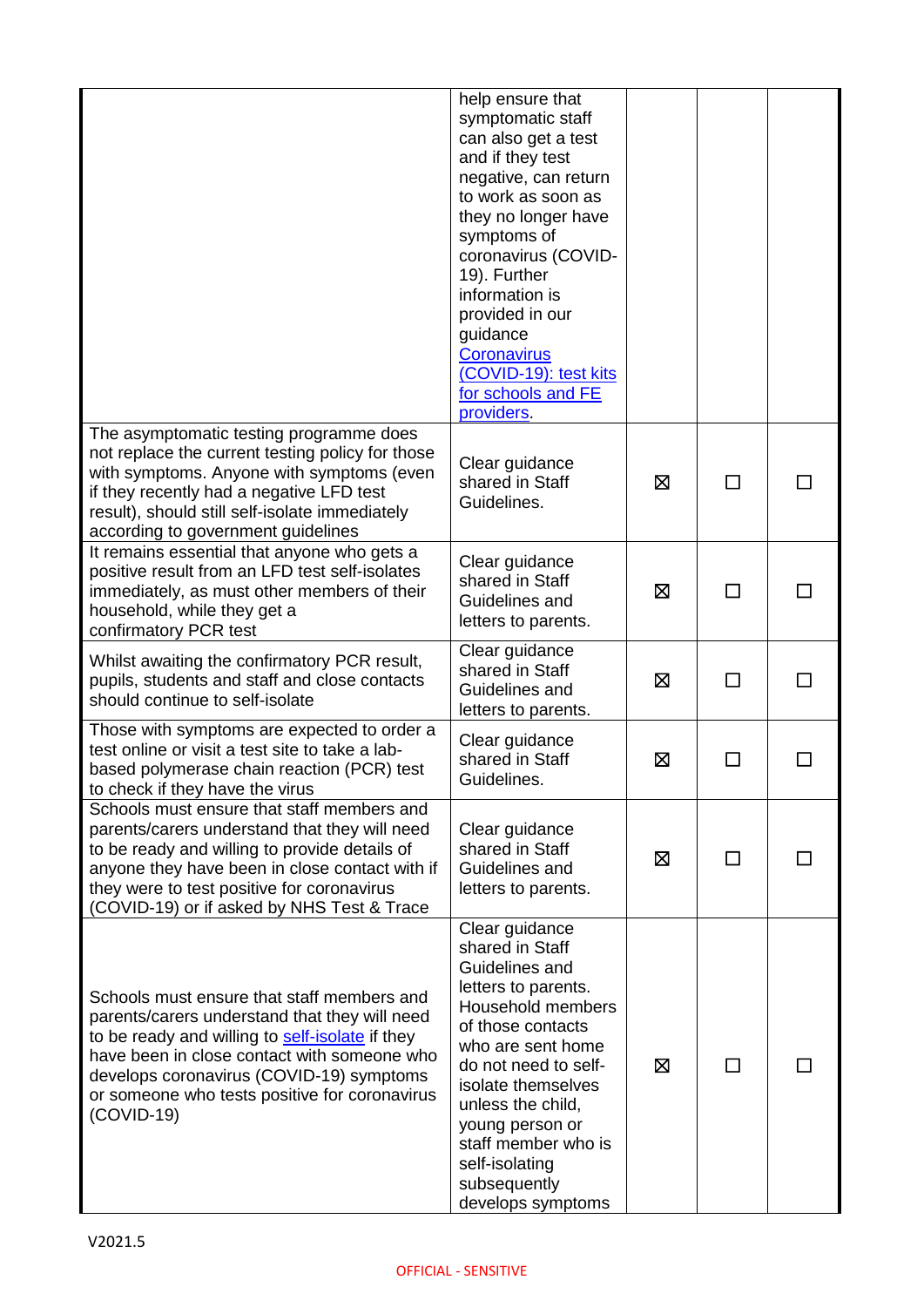| | | | | |
|---|---|---|---|---|
| | help ensure that symptomatic staff can also get a test and if they test negative, can return to work as soon as they no longer have symptoms of coronavirus (COVID-19). Further information is provided in our guidance [Coronavirus (COVID-19): test kits for schools and FE providers](). | | | |
| The asymptomatic testing programme does not replace the current testing policy for those with symptoms. Anyone with symptoms (even if they recently had a negative LFD test result), should still self-isolate immediately according to government guidelines | Clear guidance shared in Staff Guidelines. | ☒ | ☐ | ☐ |
| It remains essential that anyone who gets a positive result from an LFD test self-isolates immediately, as must other members of their household, while they get a confirmatory PCR test | Clear guidance shared in Staff Guidelines and letters to parents. | ☒ | ☐ | ☐ |
| Whilst awaiting the confirmatory PCR result, pupils, students and staff and close contacts should continue to self-isolate | Clear guidance shared in Staff Guidelines and letters to parents. | ☒ | ☐ | ☐ |
| Those with symptoms are expected to order a test online or visit a test site to take a lab-based polymerase chain reaction (PCR) test to check if they have the virus | Clear guidance shared in Staff Guidelines. | ☒ | ☐ | ☐ |
| Schools must ensure that staff members and parents/carers understand that they will need to be ready and willing to provide details of anyone they have been in close contact with if they were to test positive for coronavirus (COVID-19) or if asked by NHS Test & Trace | Clear guidance shared in Staff Guidelines and letters to parents. | ☒ | ☐ | ☐ |
| Schools must ensure that staff members and parents/carers understand that they will need to be ready and willing to [self-isolate]() if they have been in close contact with someone who develops coronavirus (COVID-19) symptoms or someone who tests positive for coronavirus (COVID-19) | Clear guidance shared in Staff Guidelines and letters to parents. Household members of those contacts who are sent home do not need to self-isolate themselves unless the child, young person or staff member who is self-isolating subsequently develops symptoms | ☒ | ☐ | ☐ |

V2021.5

OFFICIAL - SENSITIVE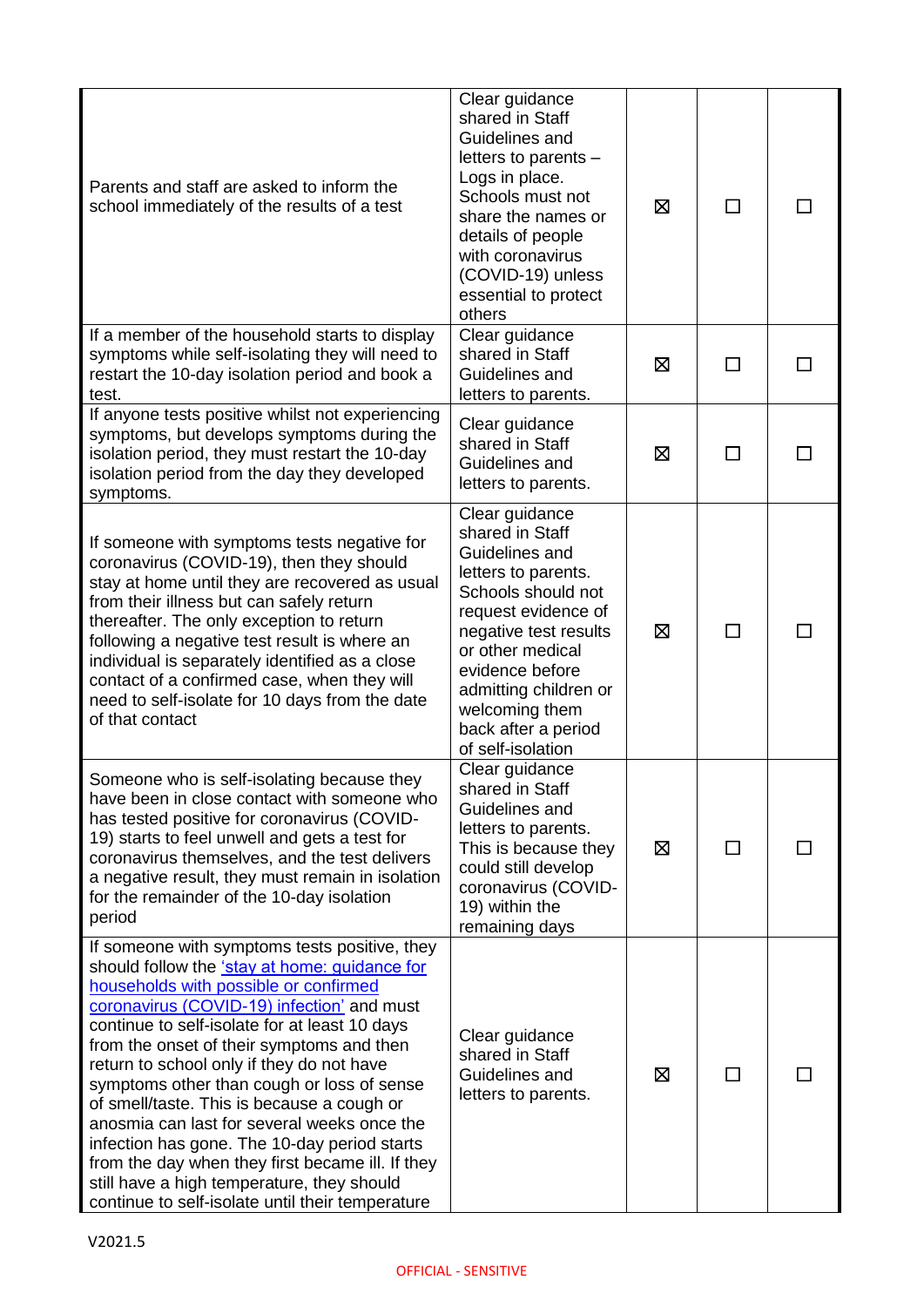| | | | | |
|---|---|---|---|---|
| Parents and staff are asked to inform the school immediately of the results of a test | Clear guidance shared in Staff Guidelines and letters to parents – Logs in place. Schools must not share the names or details of people with coronavirus (COVID-19) unless essential to protect others | ☒ | ☐ | ☐ |
| If a member of the household starts to display symptoms while self-isolating they will need to restart the 10-day isolation period and book a test. | Clear guidance shared in Staff Guidelines and letters to parents. | ☒ | ☐ | ☐ |
| If anyone tests positive whilst not experiencing symptoms, but develops symptoms during the isolation period, they must restart the 10-day isolation period from the day they developed symptoms. | Clear guidance shared in Staff Guidelines and letters to parents. | ☒ | ☐ | ☐ |
| If someone with symptoms tests negative for coronavirus (COVID-19), then they should stay at home until they are recovered as usual from their illness but can safely return thereafter. The only exception to return following a negative test result is where an individual is separately identified as a close contact of a confirmed case, when they will need to self-isolate for 10 days from the date of that contact | Clear guidance shared in Staff Guidelines and letters to parents. Schools should not request evidence of negative test results or other medical evidence before admitting children or welcoming them back after a period of self-isolation | ☒ | ☐ | ☐ |
| Someone who is self-isolating because they have been in close contact with someone who has tested positive for coronavirus (COVID-19) starts to feel unwell and gets a test for coronavirus themselves, and the test delivers a negative result, they must remain in isolation for the remainder of the 10-day isolation period | Clear guidance shared in Staff Guidelines and letters to parents. This is because they could still develop coronavirus (COVID-19) within the remaining days | ☒ | ☐ | ☐ |
| If someone with symptoms tests positive, they should follow the ['stay at home: guidance for households with possible or confirmed coronavirus (COVID-19) infection'](https://www.gov.uk/government/publications/covid-19-stay-at-home-guidance) and must continue to self-isolate for at least 10 days from the onset of their symptoms and then return to school only if they do not have symptoms other than cough or loss of sense of smell/taste. This is because a cough or anosmia can last for several weeks once the infection has gone. The 10-day period starts from the day when they first became ill. If they still have a high temperature, they should continue to self-isolate until their temperature | Clear guidance shared in Staff Guidelines and letters to parents. | ☒ | ☐ | ☐ |

V2021.5

OFFICIAL - SENSITIVE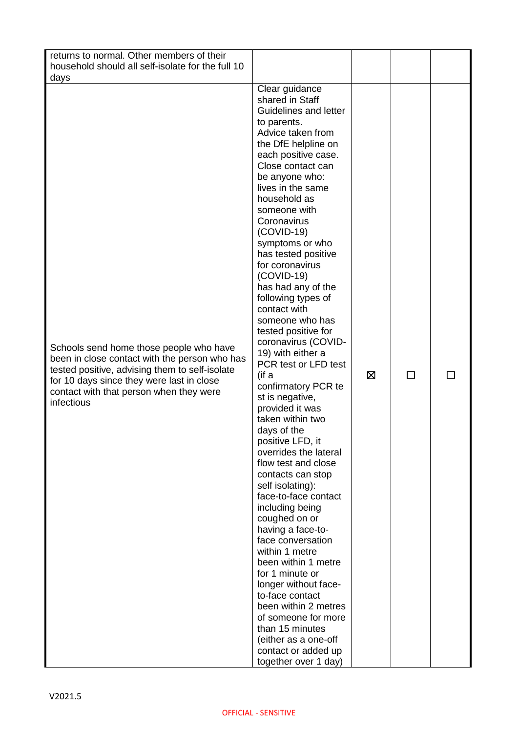| | | | | |
|---|---|---|---|---|
| returns to normal. Other members of their household should all self-isolate for the full 10 days | | | | |
| Schools send home those people who have been in close contact with the person who has tested positive, advising them to self-isolate for 10 days since they were last in close contact with that person when they were infectious | Clear guidance shared in Staff Guidelines and letter to parents. Advice taken from the DfE helpline on each positive case. Close contact can be anyone who: lives in the same household as someone with Coronavirus (COVID-19) symptoms or who has tested positive for coronavirus (COVID-19) has had any of the following types of contact with someone who has tested positive for coronavirus (COVID-19) with either a PCR test or LFD test (if a confirmatory PCR te st is negative, provided it was taken within two days of the positive LFD, it overrides the lateral flow test and close contacts can stop self isolating): face-to-face contact including being coughed on or having a face-to-face conversation within 1 metre been within 1 metre for 1 minute or longer without face-to-face contact been within 2 metres of someone for more than 15 minutes (either as a one-off contact or added up together over 1 day) | ☒ | ☐ | ☐ |

V2021.5

OFFICIAL - SENSITIVE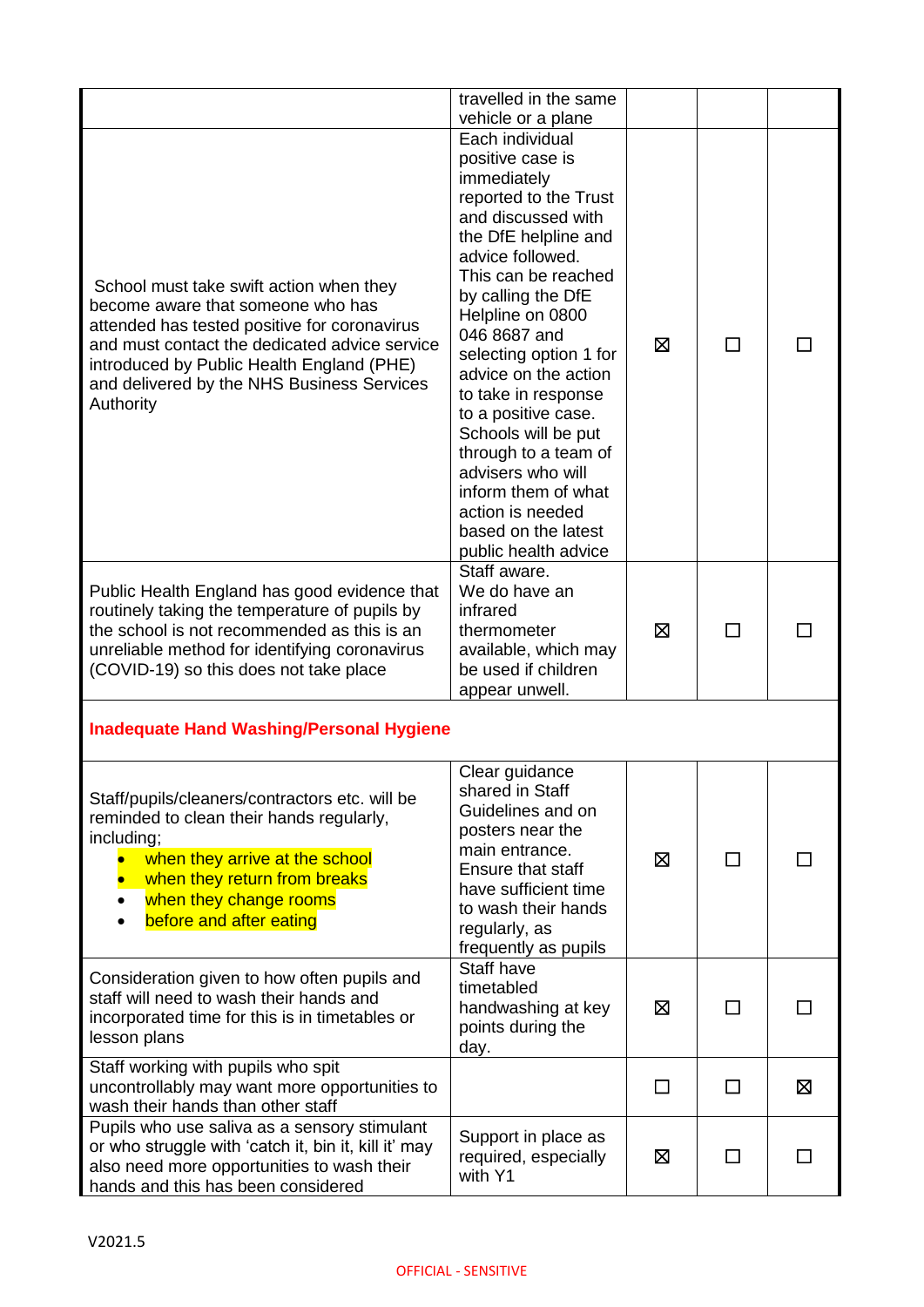| | | | | |
|---|---|---|---|---|
| | travelled in the same vehicle or a plane | | | |
| School must take swift action when they become aware that someone who has attended has tested positive for coronavirus and must contact the dedicated advice service introduced by Public Health England (PHE) and delivered by the NHS Business Services Authority | Each individual positive case is immediately reported to the Trust and discussed with the DfE helpline and advice followed. This can be reached by calling the DfE Helpline on 0800 046 8687 and selecting option 1 for advice on the action to take in response to a positive case. Schools will be put through to a team of advisers who will inform them of what action is needed based on the latest public health advice | ☒ | ☐ | ☐ |
| Public Health England has good evidence that routinely taking the temperature of pupils by the school is not recommended as this is an unreliable method for identifying coronavirus (COVID-19) so this does not take place | Staff aware. We do have an infrared thermometer available, which may be used if children appear unwell. | ☒ | ☐ | ☐ |
| **Inadequate Hand Washing/Personal Hygiene** | | | | |
| Staff/pupils/cleaners/contractors etc. will be reminded to clean their hands regularly, including; <br>• when they arrive at the school <br>• when they return from breaks <br>• when they change rooms <br>• before and after eating | Clear guidance shared in Staff Guidelines and on posters near the main entrance. Ensure that staff have sufficient time to wash their hands regularly, as frequently as pupils | ☒ | ☐ | ☐ |
| Consideration given to how often pupils and staff will need to wash their hands and incorporated time for this is in timetables or lesson plans | Staff have timetabled handwashing at key points during the day. | ☒ | ☐ | ☐ |
| Staff working with pupils who spit uncontrollably may want more opportunities to wash their hands than other staff | | ☐ | ☐ | ☒ |
| Pupils who use saliva as a sensory stimulant or who struggle with 'catch it, bin it, kill it' may also need more opportunities to wash their hands and this has been considered | Support in place as required, especially with Y1 | ☒ | ☐ | ☐ |

V2021.5

OFFICIAL - SENSITIVE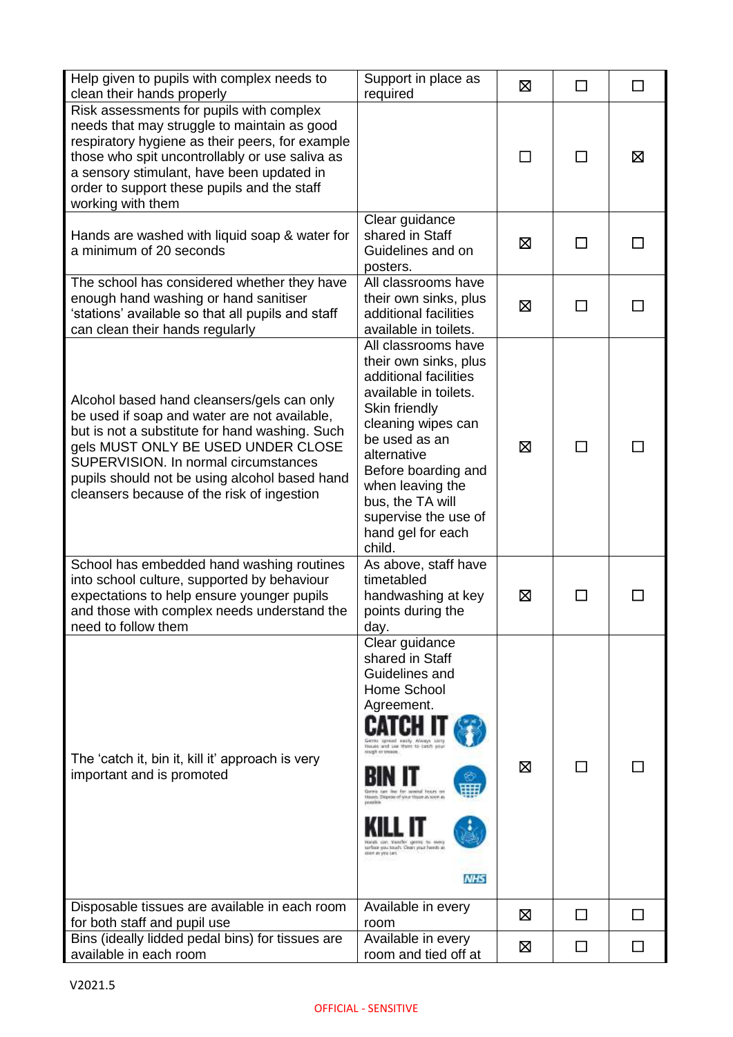| | | | | |
|---|---|---|---|---|
| Help given to pupils with complex needs to clean their hands properly | Support in place as required | ☒ | ☐ | ☐ |
| Risk assessments for pupils with complex needs that may struggle to maintain as good respiratory hygiene as their peers, for example those who spit uncontrollably or use saliva as a sensory stimulant, have been updated in order to support these pupils and the staff working with them | | ☐ | ☐ | ☒ |
| Hands are washed with liquid soap & water for a minimum of 20 seconds | Clear guidance shared in Staff Guidelines and on posters. | ☒ | ☐ | ☐ |
| The school has considered whether they have enough hand washing or hand sanitiser 'stations' available so that all pupils and staff can clean their hands regularly | All classrooms have their own sinks, plus additional facilities available in toilets. | ☒ | ☐ | ☐ |
| Alcohol based hand cleansers/gels can only be used if soap and water are not available, but is not a substitute for hand washing. Such gels MUST ONLY BE USED UNDER CLOSE SUPERVISION. In normal circumstances pupils should not be using alcohol based hand cleansers because of the risk of ingestion | All classrooms have their own sinks, plus additional facilities available in toilets. Skin friendly cleaning wipes can be used as an alternative Before boarding and when leaving the bus, the TA will supervise the use of hand gel for each child. | ☒ | ☐ | ☐ |
| School has embedded hand washing routines into school culture, supported by behaviour expectations to help ensure younger pupils and those with complex needs understand the need to follow them | As above, staff have timetabled handwashing at key points during the day. | ☒ | ☐ | ☐ |
| The 'catch it, bin it, kill it' approach is very important and is promoted | Clear guidance shared in Staff Guidelines and Home School Agreement. CATCH IT Germs spread easily. Always carry tissues and use them to catch your cough or sneeze. BIN IT Germs can live for several hours on tissues. Dispose of your tissue as soon as possible. KILL IT Hands can transfer germs to every surface you touch. Clean your hands as soon as you can. NHS | ☒ | ☐ | ☐ |
| Disposable tissues are available in each room for both staff and pupil use | Available in every room | ☒ | ☐ | ☐ |
| Bins (ideally lidded pedal bins) for tissues are available in each room | Available in every room and tied off at | ☒ | ☐ | ☐ |

V2021.5

OFFICIAL - SENSITIVE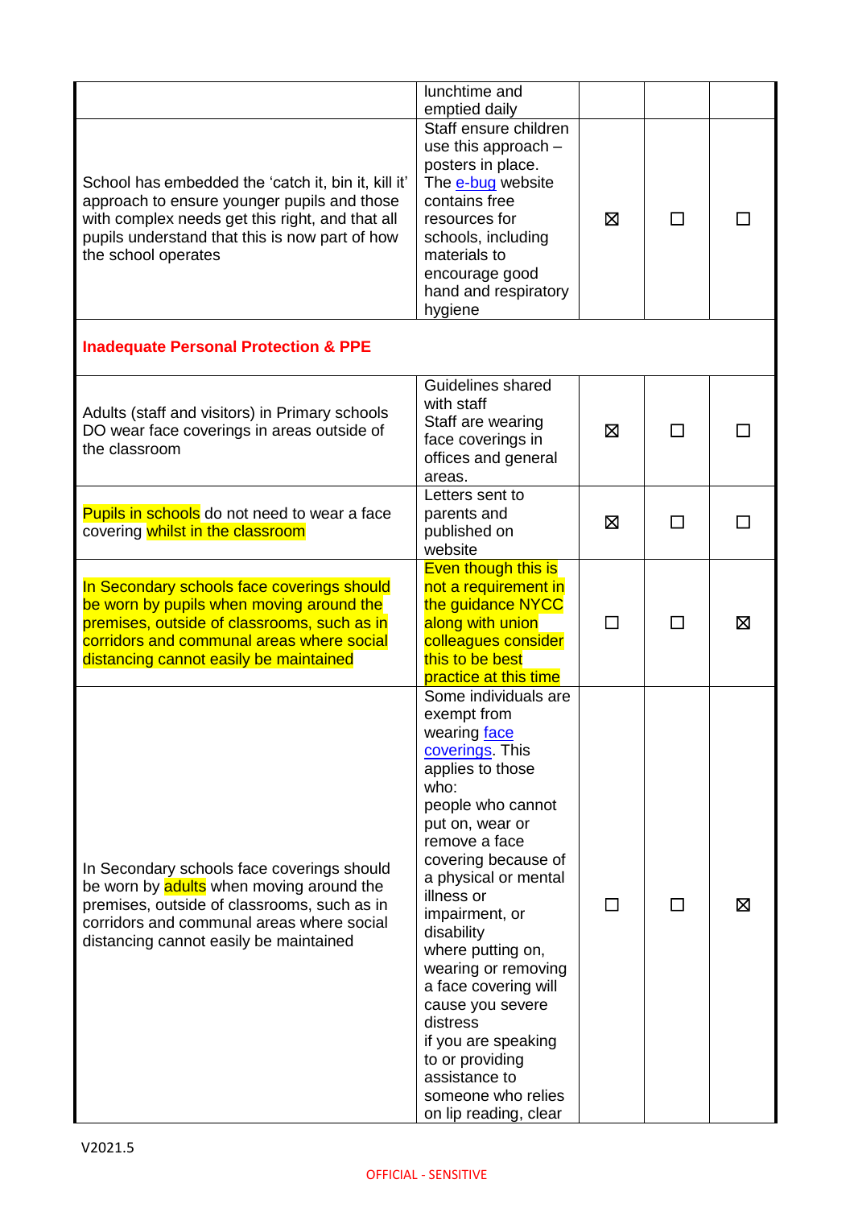| | | | | |
|---|---|---|---|---|
| | lunchtime and emptied daily | | | |
| School has embedded the 'catch it, bin it, kill it' approach to ensure younger pupils and those with complex needs get this right, and that all pupils understand that this is now part of how the school operates | Staff ensure children use this approach – posters in place. The e-bug website contains free resources for schools, including materials to encourage good hand and respiratory hygiene | ☒ | ☐ | ☐ |
| **Inadequate Personal Protection & PPE** | | | | |
| Adults (staff and visitors) in Primary schools DO wear face coverings in areas outside of the classroom | Guidelines shared with staff Staff are wearing face coverings in offices and general areas. | ☒ | ☐ | ☐ |
| Pupils in schools do not need to wear a face covering whilst in the classroom | Letters sent to parents and published on website | ☒ | ☐ | ☐ |
| In Secondary schools face coverings should be worn by pupils when moving around the premises, outside of classrooms, such as in corridors and communal areas where social distancing cannot easily be maintained | Even though this is not a requirement in the guidance NYCC along with union colleagues consider this to be best practice at this time | ☐ | ☐ | ☒ |
| In Secondary schools face coverings should be worn by adults when moving around the premises, outside of classrooms, such as in corridors and communal areas where social distancing cannot easily be maintained | Some individuals are exempt from wearing face coverings. This applies to those who: people who cannot put on, wear or remove a face covering because of a physical or mental illness or impairment, or disability where putting on, wearing or removing a face covering will cause you severe distress if you are speaking to or providing assistance to someone who relies on lip reading, clear | ☐ | ☐ | ☒ |

V2021.5

OFFICIAL - SENSITIVE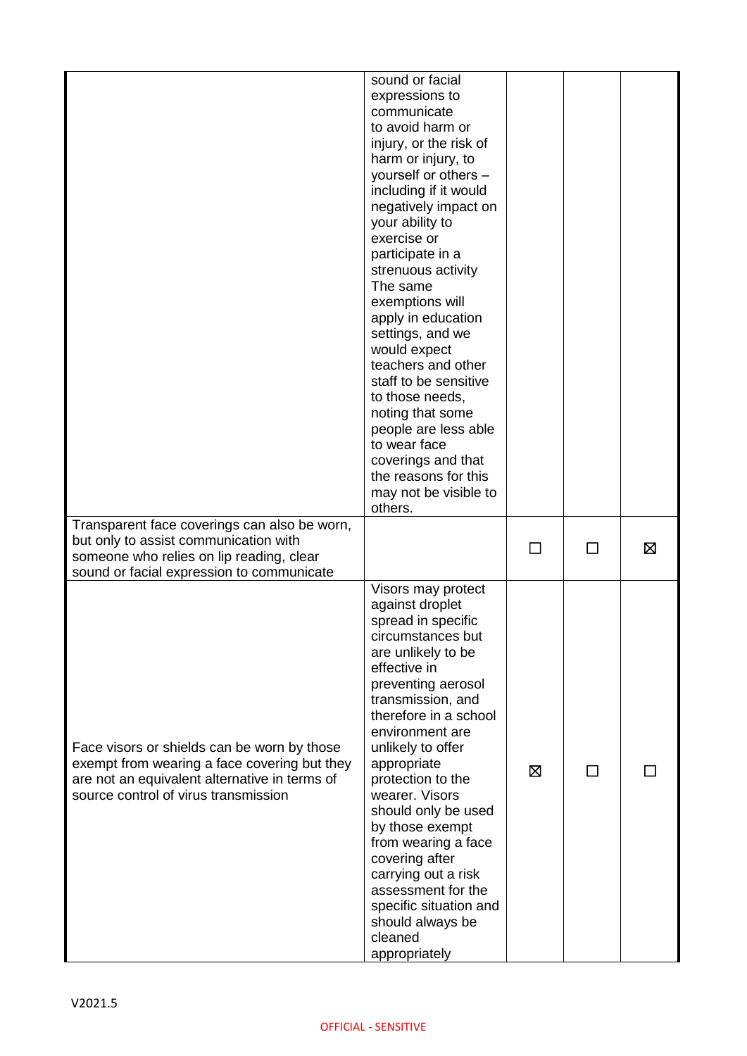| | | | | |
|---|---|---|---|---|
| | sound or facial expressions to communicate to avoid harm or injury, or the risk of harm or injury, to yourself or others – including if it would negatively impact on your ability to exercise or participate in a strenuous activity The same exemptions will apply in education settings, and we would expect teachers and other staff to be sensitive to those needs, noting that some people are less able to wear face coverings and that the reasons for this may not be visible to others. | | | |
| Transparent face coverings can also be worn, but only to assist communication with someone who relies on lip reading, clear sound or facial expression to communicate | | ☐ | ☐ | ☒ |
| Face visors or shields can be worn by those exempt from wearing a face covering but they are not an equivalent alternative in terms of source control of virus transmission | Visors may protect against droplet spread in specific circumstances but are unlikely to be effective in preventing aerosol transmission, and therefore in a school environment are unlikely to offer appropriate protection to the wearer. Visors should only be used by those exempt from wearing a face covering after carrying out a risk assessment for the specific situation and should always be cleaned appropriately | ☒ | ☐ | ☐ |

V2021.5

OFFICIAL - SENSITIVE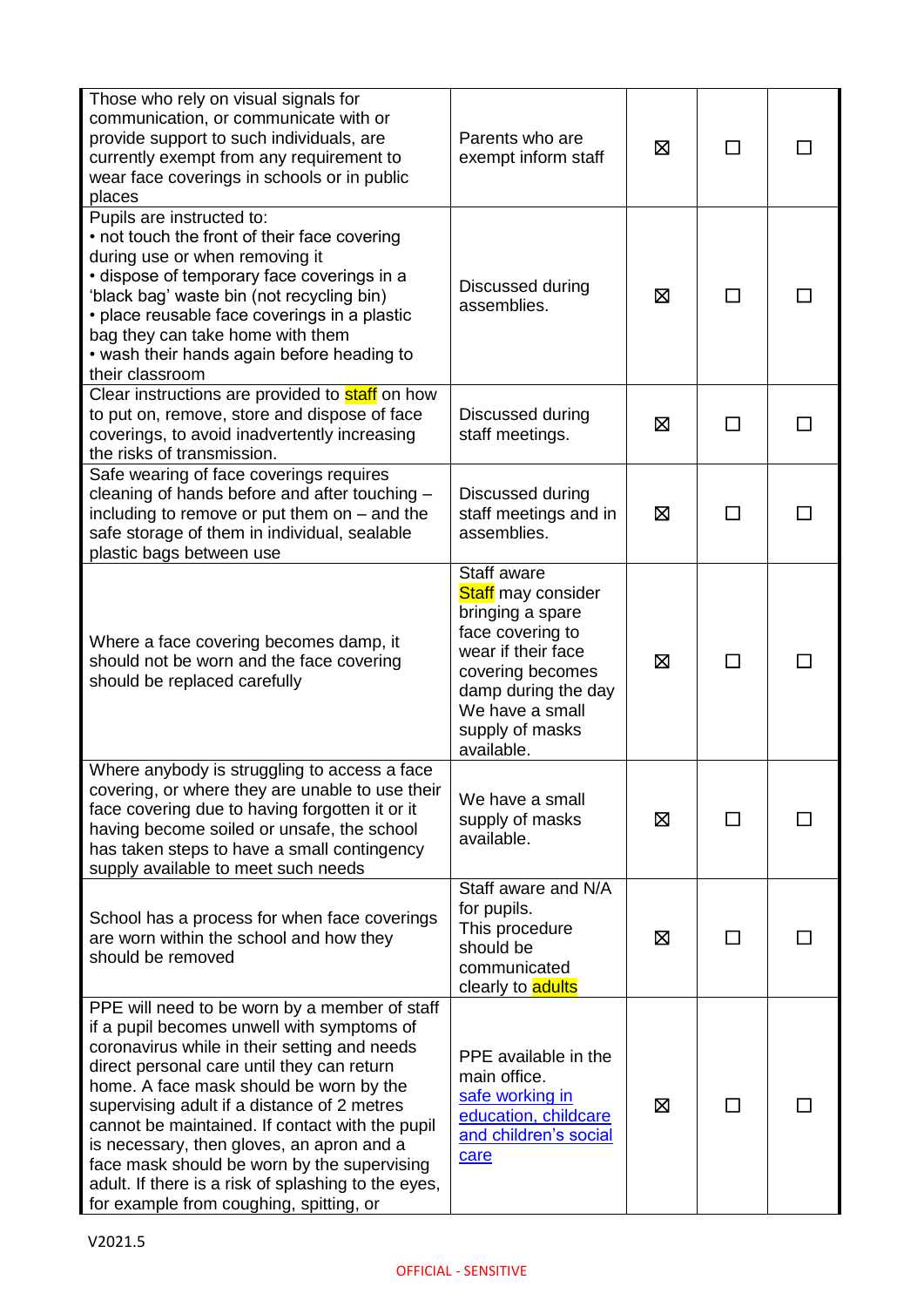| | | | | |
|---|---|---|---|---|
| Those who rely on visual signals for communication, or communicate with or provide support to such individuals, are currently exempt from any requirement to wear face coverings in schools or in public places | Parents who are exempt inform staff | ☒ | ☐ | ☐ |
| Pupils are instructed to:<br>• not touch the front of their face covering during use or when removing it<br>• dispose of temporary face coverings in a 'black bag' waste bin (not recycling bin)<br>• place reusable face coverings in a plastic bag they can take home with them<br>• wash their hands again before heading to their classroom | Discussed during assemblies. | ☒ | ☐ | ☐ |
| Clear instructions are provided to staff on how to put on, remove, store and dispose of face coverings, to avoid inadvertently increasing the risks of transmission. | Discussed during staff meetings. | ☒ | ☐ | ☐ |
| Safe wearing of face coverings requires cleaning of hands before and after touching – including to remove or put them on – and the safe storage of them in individual, sealable plastic bags between use | Discussed during staff meetings and in assemblies. | ☒ | ☐ | ☐ |
| Where a face covering becomes damp, it should not be worn and the face covering should be replaced carefully | Staff aware<br>Staff may consider bringing a spare face covering to wear if their face covering becomes damp during the day<br>We have a small supply of masks available. | ☒ | ☐ | ☐ |
| Where anybody is struggling to access a face covering, or where they are unable to use their face covering due to having forgotten it or it having become soiled or unsafe, the school has taken steps to have a small contingency supply available to meet such needs | We have a small supply of masks available. | ☒ | ☐ | ☐ |
| School has a process for when face coverings are worn within the school and how they should be removed | Staff aware and N/A for pupils.<br>This procedure should be communicated clearly to adults | ☒ | ☐ | ☐ |
| PPE will need to be worn by a member of staff if a pupil becomes unwell with symptoms of coronavirus while in their setting and needs direct personal care until they can return home. A face mask should be worn by the supervising adult if a distance of 2 metres cannot be maintained. If contact with the pupil is necessary, then gloves, an apron and a face mask should be worn by the supervising adult. If there is a risk of splashing to the eyes, for example from coughing, spitting, or | PPE available in the main office.<br>[safe working in education, childcare and children's social care]() | ☒ | ☐ | ☐ |

V2021.5

OFFICIAL - SENSITIVE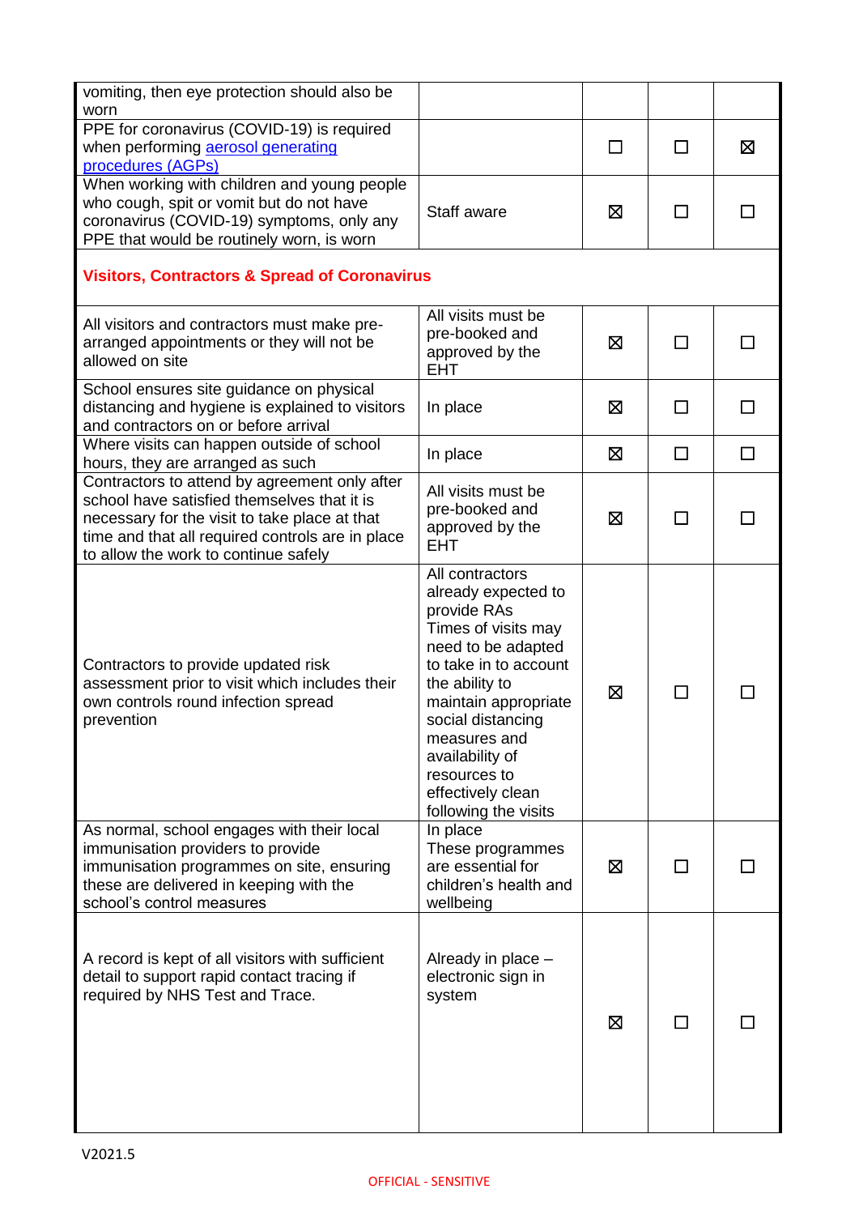| | | | | |
|---|---|---|---|---|
| vomiting, then eye protection should also be worn | | | | |
| PPE for coronavirus (COVID-19) is required when performing [aerosol generating procedures (AGPs)] | | ☐ | ☐ | ☒ |
| When working with children and young people who cough, spit or vomit but do not have coronavirus (COVID-19) symptoms, only any PPE that would be routinely worn, is worn | Staff aware | ☒ | ☐ | ☐ |
| **Visitors, Contractors & Spread of Coronavirus** | | | | |
| All visitors and contractors must make pre-arranged appointments or they will not be allowed on site | All visits must be pre-booked and approved by the EHT | ☒ | ☐ | ☐ |
| School ensures site guidance on physical distancing and hygiene is explained to visitors and contractors on or before arrival | In place | ☒ | ☐ | ☐ |
| Where visits can happen outside of school hours, they are arranged as such | In place | ☒ | ☐ | ☐ |
| Contractors to attend by agreement only after school have satisfied themselves that it is necessary for the visit to take place at that time and that all required controls are in place to allow the work to continue safely | All visits must be pre-booked and approved by the EHT | ☒ | ☐ | ☐ |
| Contractors to provide updated risk assessment prior to visit which includes their own controls round infection spread prevention | All contractors already expected to provide RAs<br>Times of visits may need to be adapted to take in to account the ability to maintain appropriate social distancing measures and availability of resources to effectively clean following the visits | ☒ | ☐ | ☐ |
| As normal, school engages with their local immunisation providers to provide immunisation programmes on site, ensuring these are delivered in keeping with the school's control measures | In place<br>These programmes are essential for children's health and wellbeing | ☒ | ☐ | ☐ |
| A record is kept of all visitors with sufficient detail to support rapid contact tracing if required by NHS Test and Trace. | Already in place – electronic sign in system | ☒ | ☐ | ☐ |

V2021.5

OFFICIAL - SENSITIVE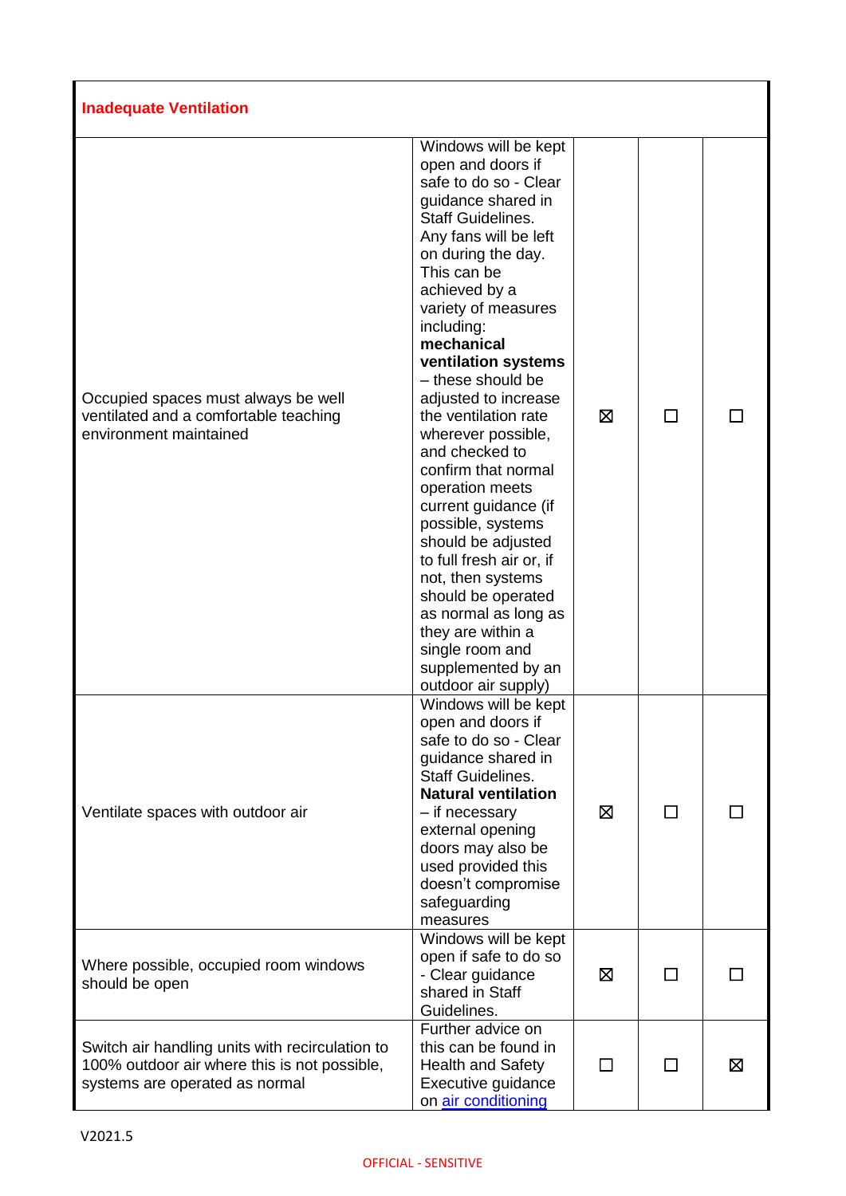| **Inadequate Ventilation** | | | | |
|---|---|---|---|---|
| Occupied spaces must always be well ventilated and a comfortable teaching environment maintained | Windows will be kept open and doors if safe to do so - Clear guidance shared in Staff Guidelines. Any fans will be left on during the day. This can be achieved by a variety of measures including: **mechanical ventilation systems** – these should be adjusted to increase the ventilation rate wherever possible, and checked to confirm that normal operation meets current guidance (if possible, systems should be adjusted to full fresh air or, if not, then systems should be operated as normal as long as they are within a single room and supplemented by an outdoor air supply) | ☒ | ☐ | ☐ |
| Ventilate spaces with outdoor air | Windows will be kept open and doors if safe to do so - Clear guidance shared in Staff Guidelines. **Natural ventilation** – if necessary external opening doors may also be used provided this doesn't compromise safeguarding measures | ☒ | ☐ | ☐ |
| Where possible, occupied room windows should be open | Windows will be kept open if safe to do so - Clear guidance shared in Staff Guidelines. | ☒ | ☐ | ☐ |
| Switch air handling units with recirculation to 100% outdoor air where this is not possible, systems are operated as normal | Further advice on this can be found in Health and Safety Executive guidance on air conditioning | ☐ | ☐ | ☒ |

V2021.5

OFFICIAL - SENSITIVE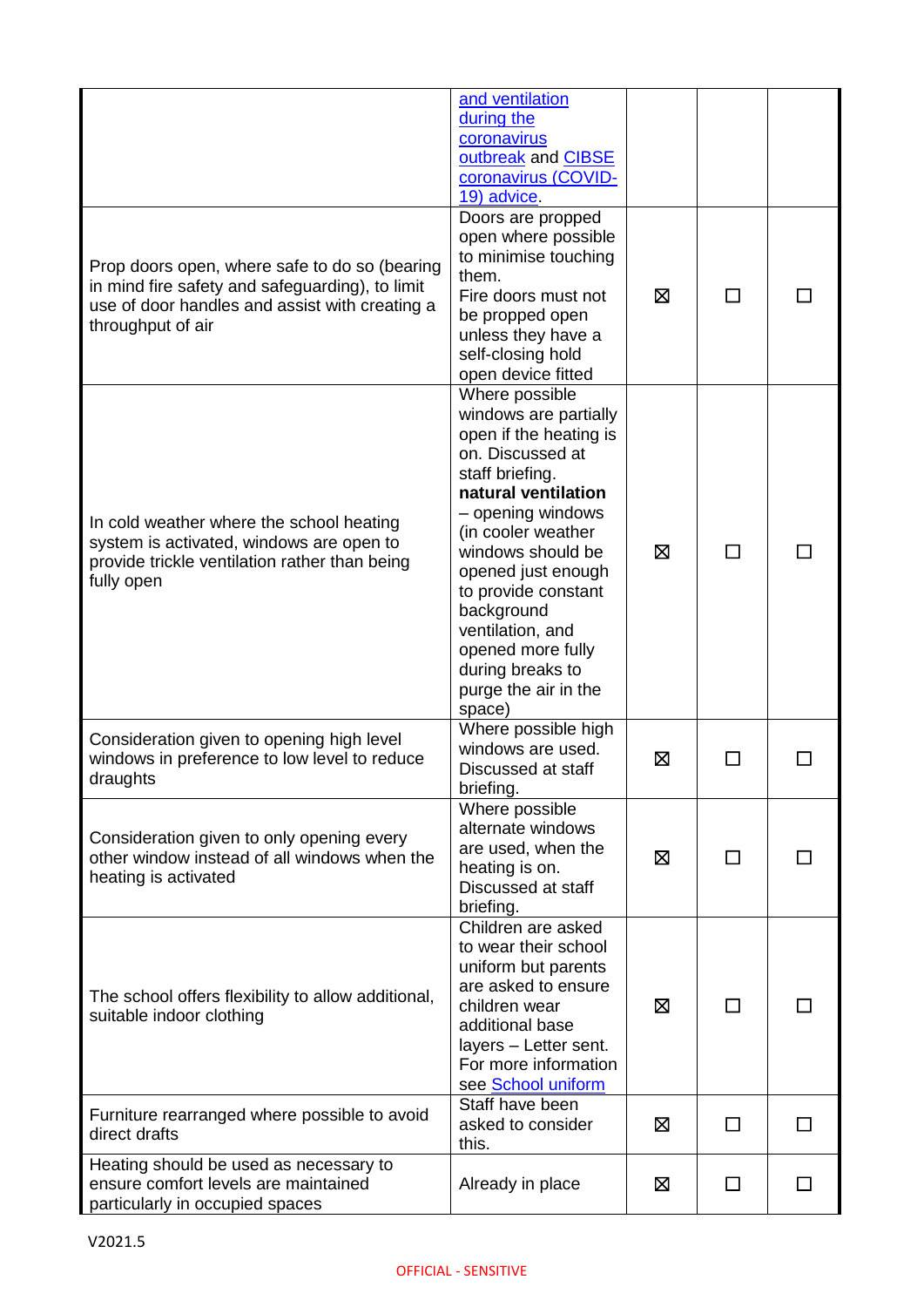| | | | | |
|---|---|---|---|---|
| | and ventilation during the coronavirus outbreak and CIBSE coronavirus (COVID-19) advice. | | | |
| Prop doors open, where safe to do so (bearing in mind fire safety and safeguarding), to limit use of door handles and assist with creating a throughput of air | Doors are propped open where possible to minimise touching them. Fire doors must not be propped open unless they have a self-closing hold open device fitted | ☒ | ☐ | ☐ |
| In cold weather where the school heating system is activated, windows are open to provide trickle ventilation rather than being fully open | Where possible windows are partially open if the heating is on. Discussed at staff briefing. **natural ventilation** – opening windows (in cooler weather windows should be opened just enough to provide constant background ventilation, and opened more fully during breaks to purge the air in the space) | ☒ | ☐ | ☐ |
| Consideration given to opening high level windows in preference to low level to reduce draughts | Where possible high windows are used. Discussed at staff briefing. | ☒ | ☐ | ☐ |
| Consideration given to only opening every other window instead of all windows when the heating is activated | Where possible alternate windows are used, when the heating is on. Discussed at staff briefing. | ☒ | ☐ | ☐ |
| The school offers flexibility to allow additional, suitable indoor clothing | Children are asked to wear their school uniform but parents are asked to ensure children wear additional base layers – Letter sent. For more information see School uniform | ☒ | ☐ | ☐ |
| Furniture rearranged where possible to avoid direct drafts | Staff have been asked to consider this. | ☒ | ☐ | ☐ |
| Heating should be used as necessary to ensure comfort levels are maintained particularly in occupied spaces | Already in place | ☒ | ☐ | ☐ |

V2021.5

OFFICIAL - SENSITIVE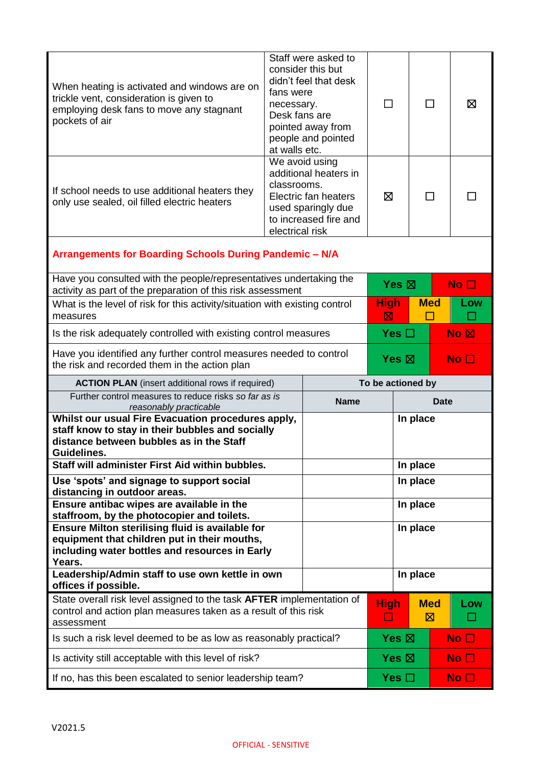| | | | | |
|---|---|---|---|---|
| When heating is activated and windows are on trickle vent, consideration is given to employing desk fans to move any stagnant pockets of air | Staff were asked to consider this but didn't feel that desk fans were necessary. Desk fans are pointed away from people and pointed at walls etc. | ☐ | ☐ | ☒ |
| If school needs to use additional heaters they only use sealed, oil filled electric heaters | We avoid using additional heaters in classrooms. Electric fan heaters used sparingly due to increased fire and electrical risk | ☒ | ☐ | ☐ |

**Arrangements for Boarding Schools During Pandemic – N/A**

| | | | |
|---|---|---|---|
| Have you consulted with the people/representatives undertaking the activity as part of the preparation of this risk assessment | Yes ☒ | | No ☐ |
| What is the level of risk for this activity/situation with existing control measures | High ☒ | Med ☐ | Low ☐ |
| Is the risk adequately controlled with existing control measures | Yes ☐ | | No ☒ |
| Have you identified any further control measures needed to control the risk and recorded them in the action plan | Yes ☒ | | No ☐ |

| **ACTION PLAN** (insert additional rows if required) | To be actioned by | |
|---|---|---|
| Further control measures to reduce risks *so far as is reasonably practicable* | **Name** | **Date** |
| **Whilst our usual Fire Evacuation procedures apply, staff know to stay in their bubbles and socially distance between bubbles as in the Staff Guidelines.** | | **In place** |
| **Staff will administer First Aid within bubbles.** | | **In place** |
| **Use 'spots' and signage to support social distancing in outdoor areas.** | | **In place** |
| **Ensure antibac wipes are available in the staffroom, by the photocopier and toilets.** | | **In place** |
| **Ensure Milton sterilising fluid is available for equipment that children put in their mouths, including water bottles and resources in Early Years.** | | **In place** |
| **Leadership/Admin staff to use own kettle in own offices if possible.** | | **In place** |

| | | | |
|---|---|---|---|
| State overall risk level assigned to the task **AFTER** implementation of control and action plan measures taken as a result of this risk assessment | High ☐ | Med ☒ | Low ☐ |
| Is such a risk level deemed to be as low as reasonably practical? | Yes ☒ | | No ☐ |
| Is activity still acceptable with this level of risk? | Yes ☒ | | No ☐ |
| If no, has this been escalated to senior leadership team? | Yes ☐ | | No ☐ |

V2021.5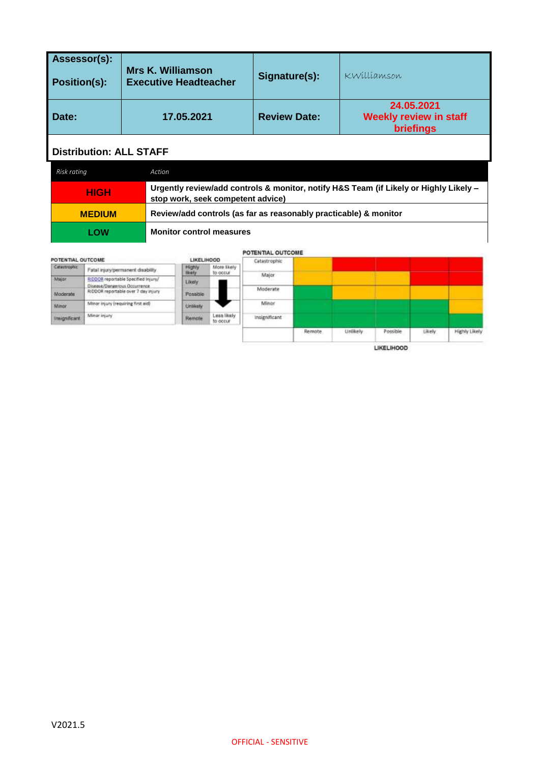| | | | |
|---|---|---|---|
| **Assessor(s):**<br><br>**Position(s):** | **Mrs K. Williamson**<br>**Executive Headteacher** | **Signature(s):** | KWilliamson |
| **Date:** | **17.05.2021** | **Review Date:** | **24.05.2021**<br>**Weekly review in staff briefings** |

**Distribution: ALL STAFF**

| *Risk rating* | *Action* |
|---|---|
| **HIGH** | **Urgently review/add controls & monitor, notify H&S Team (if Likely or Highly Likely – stop work, seek competent advice)** |
| **MEDIUM** | **Review/add controls (as far as reasonably practicable) & monitor** |
| **LOW** | **Monitor control measures** |

POTENTIAL OUTCOME

| | |
|---|---|
| Catastrophic | Fatal injury/permanent disability |
| Major | RIDDOR reportable Specified Injury/ Disease/Dangerous Occurrence |
| Moderate | RIDDOR reportable over 7 day injury |
| Minor | Minor injury (requiring first aid) |
| Insignificant | Minor injury |

LIKELIHOOD

| | |
|---|---|
| Highly likely | More likely to occur |
| Likely | |
| Possible | |
| Unlikely | |
| Remote | Less likely to occur |

POTENTIAL OUTCOME

Catastrophic

Major

Moderate

Minor

Insignificant

Remote Unlikely Possible Likely Highly Likely

LIKELIHOOD

V2021.5

OFFICIAL - SENSITIVE